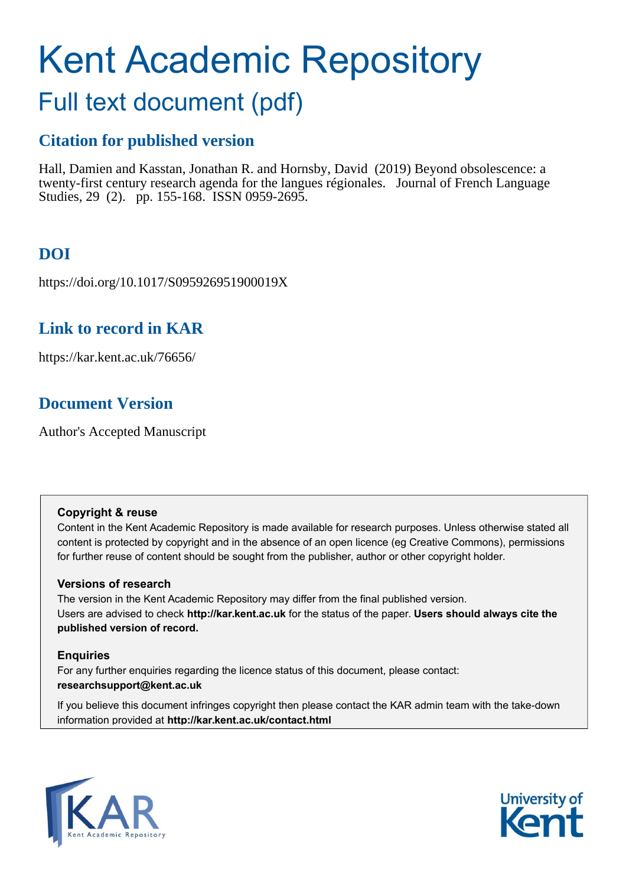# Kent Academic Repository

## Full text document (pdf)

### Citation for published version

Hall, Damien and Kasstan, Jonathan R. and Hornsby, David (2019) Beyond obsolescence: a twenty-first century research agenda for the langues régionales. Journal of French Language Studies, 29 (2). pp. 155-168. ISSN 0959-2695.

### DOI

https://doi.org/10.1017/S095926951900019X

### Link to record in KAR

https://kar.kent.ac.uk/76656/

### Document Version

Author's Accepted Manuscript

**Copyright & reuse**

Content in the Kent Academic Repository is made available for research purposes. Unless otherwise stated all content is protected by copyright and in the absence of an open licence (eg Creative Commons), permissions for further reuse of content should be sought from the publisher, author or other copyright holder.

**Versions of research**

The version in the Kent Academic Repository may differ from the final published version. Users are advised to check **http://kar.kent.ac.uk** for the status of the paper. **Users should always cite the published version of record.**

**Enquiries**

For any further enquiries regarding the licence status of this document, please contact: **researchsupport@kent.ac.uk**

If you believe this document infringes copyright then please contact the KAR admin team with the take-down information provided at **http://kar.kent.ac.uk/contact.html**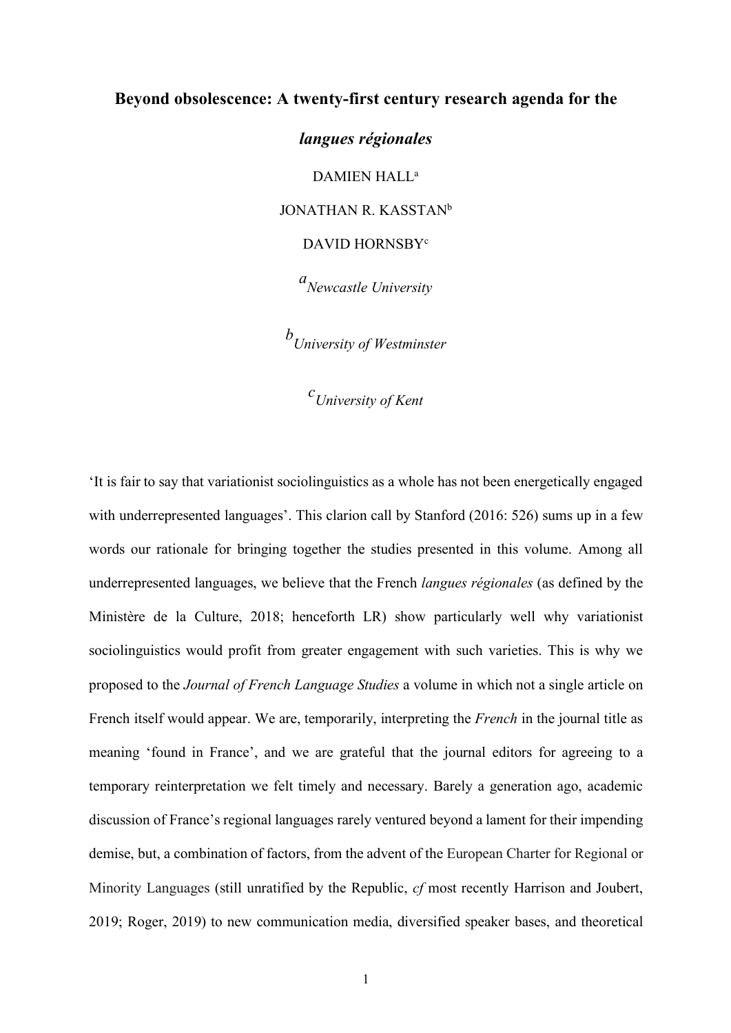**Beyond obsolescence: A twenty-first century research agenda for the *langues régionales***

DAMIEN HALL[a]

JONATHAN R. KASSTAN[b]

DAVID HORNSBY[c]

[a] *Newcastle University*

[b] *University of Westminster*

[c] *University of Kent*

'It is fair to say that variationist sociolinguistics as a whole has not been energetically engaged with underrepresented languages'. This clarion call by Stanford (2016: 526) sums up in a few words our rationale for bringing together the studies presented in this volume. Among all underrepresented languages, we believe that the French *langues régionales* (as defined by the Ministère de la Culture, 2018; henceforth LR) show particularly well why variationist sociolinguistics would profit from greater engagement with such varieties. This is why we proposed to the *Journal of French Language Studies* a volume in which not a single article on French itself would appear. We are, temporarily, interpreting the *French* in the journal title as meaning 'found in France', and we are grateful that the journal editors for agreeing to a temporary reinterpretation we felt timely and necessary. Barely a generation ago, academic discussion of France's regional languages rarely ventured beyond a lament for their impending demise, but, a combination of factors, from the advent of the European Charter for Regional or Minority Languages (still unratified by the Republic, *cf* most recently Harrison and Joubert, 2019; Roger, 2019) to new communication media, diversified speaker bases, and theoretical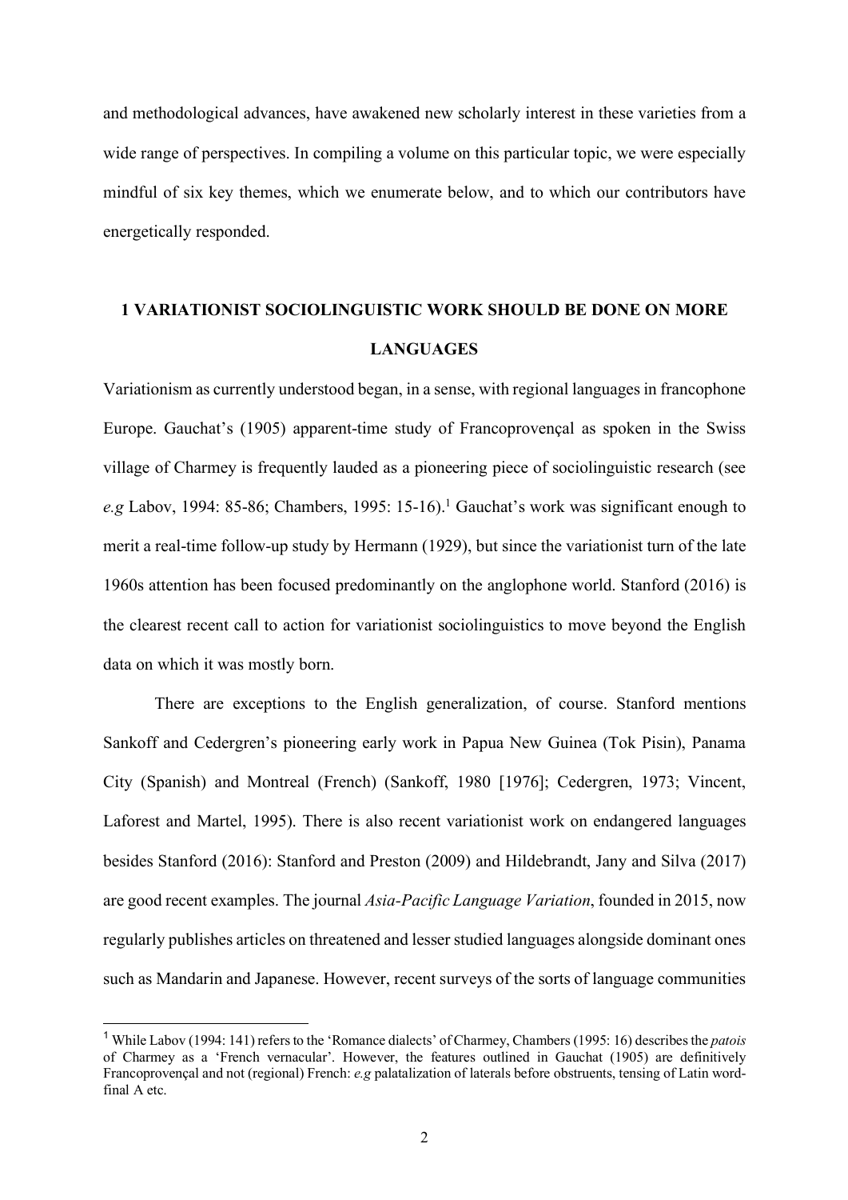and methodological advances, have awakened new scholarly interest in these varieties from a wide range of perspectives. In compiling a volume on this particular topic, we were especially mindful of six key themes, which we enumerate below, and to which our contributors have energetically responded.

## 1 VARIATIONIST SOCIOLINGUISTIC WORK SHOULD BE DONE ON MORE LANGUAGES

Variationism as currently understood began, in a sense, with regional languages in francophone Europe. Gauchat's (1905) apparent-time study of Francoprovençal as spoken in the Swiss village of Charmey is frequently lauded as a pioneering piece of sociolinguistic research (see *e.g* Labov, 1994: 85-86; Chambers, 1995: 15-16).[1] Gauchat's work was significant enough to merit a real-time follow-up study by Hermann (1929), but since the variationist turn of the late 1960s attention has been focused predominantly on the anglophone world. Stanford (2016) is the clearest recent call to action for variationist sociolinguistics to move beyond the English data on which it was mostly born.

There are exceptions to the English generalization, of course. Stanford mentions Sankoff and Cedergren's pioneering early work in Papua New Guinea (Tok Pisin), Panama City (Spanish) and Montreal (French) (Sankoff, 1980 [1976]; Cedergren, 1973; Vincent, Laforest and Martel, 1995). There is also recent variationist work on endangered languages besides Stanford (2016): Stanford and Preston (2009) and Hildebrandt, Jany and Silva (2017) are good recent examples. The journal *Asia-Pacific Language Variation*, founded in 2015, now regularly publishes articles on threatened and lesser studied languages alongside dominant ones such as Mandarin and Japanese. However, recent surveys of the sorts of language communities

[1] While Labov (1994: 141) refers to the 'Romance dialects' of Charmey, Chambers (1995: 16) describes the *patois* of Charmey as a 'French vernacular'. However, the features outlined in Gauchat (1905) are definitively Francoprovençal and not (regional) French: *e.g* palatalization of laterals before obstruents, tensing of Latin word-final A etc.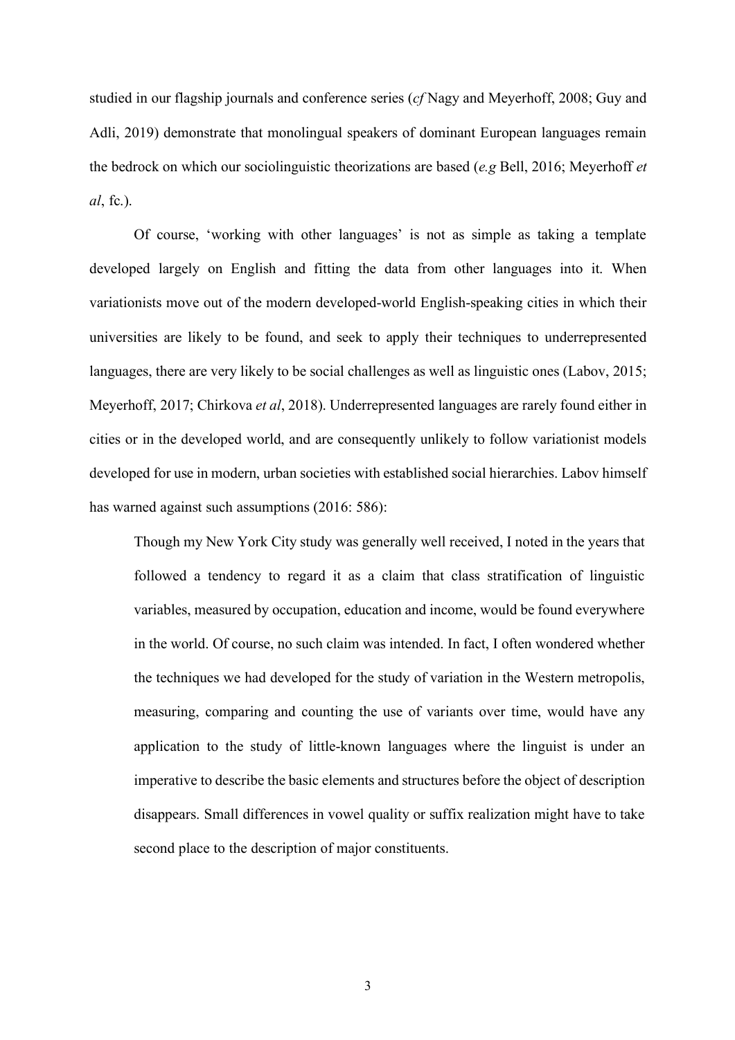studied in our flagship journals and conference series (*cf* Nagy and Meyerhoff, 2008; Guy and Adli, 2019) demonstrate that monolingual speakers of dominant European languages remain the bedrock on which our sociolinguistic theorizations are based (*e.g* Bell, 2016; Meyerhoff *et al*, fc.).

Of course, 'working with other languages' is not as simple as taking a template developed largely on English and fitting the data from other languages into it. When variationists move out of the modern developed-world English-speaking cities in which their universities are likely to be found, and seek to apply their techniques to underrepresented languages, there are very likely to be social challenges as well as linguistic ones (Labov, 2015; Meyerhoff, 2017; Chirkova *et al*, 2018). Underrepresented languages are rarely found either in cities or in the developed world, and are consequently unlikely to follow variationist models developed for use in modern, urban societies with established social hierarchies. Labov himself has warned against such assumptions (2016: 586):

> Though my New York City study was generally well received, I noted in the years that followed a tendency to regard it as a claim that class stratification of linguistic variables, measured by occupation, education and income, would be found everywhere in the world. Of course, no such claim was intended. In fact, I often wondered whether the techniques we had developed for the study of variation in the Western metropolis, measuring, comparing and counting the use of variants over time, would have any application to the study of little-known languages where the linguist is under an imperative to describe the basic elements and structures before the object of description disappears. Small differences in vowel quality or suffix realization might have to take second place to the description of major constituents.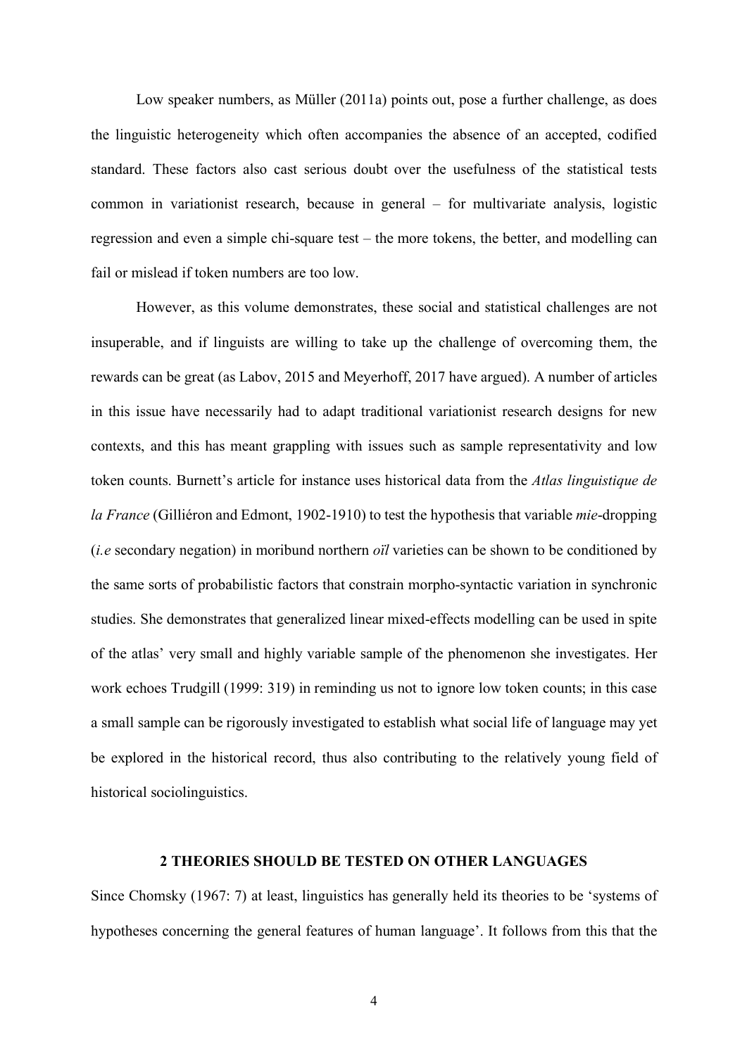Low speaker numbers, as Müller (2011a) points out, pose a further challenge, as does the linguistic heterogeneity which often accompanies the absence of an accepted, codified standard. These factors also cast serious doubt over the usefulness of the statistical tests common in variationist research, because in general – for multivariate analysis, logistic regression and even a simple chi-square test – the more tokens, the better, and modelling can fail or mislead if token numbers are too low.

However, as this volume demonstrates, these social and statistical challenges are not insuperable, and if linguists are willing to take up the challenge of overcoming them, the rewards can be great (as Labov, 2015 and Meyerhoff, 2017 have argued). A number of articles in this issue have necessarily had to adapt traditional variationist research designs for new contexts, and this has meant grappling with issues such as sample representativity and low token counts. Burnett's article for instance uses historical data from the *Atlas linguistique de la France* (Gilliéron and Edmont, 1902-1910) to test the hypothesis that variable *mie*-dropping (*i.e* secondary negation) in moribund northern *oïl* varieties can be shown to be conditioned by the same sorts of probabilistic factors that constrain morpho-syntactic variation in synchronic studies. She demonstrates that generalized linear mixed-effects modelling can be used in spite of the atlas' very small and highly variable sample of the phenomenon she investigates. Her work echoes Trudgill (1999: 319) in reminding us not to ignore low token counts; in this case a small sample can be rigorously investigated to establish what social life of language may yet be explored in the historical record, thus also contributing to the relatively young field of historical sociolinguistics.

## 2 THEORIES SHOULD BE TESTED ON OTHER LANGUAGES

Since Chomsky (1967: 7) at least, linguistics has generally held its theories to be 'systems of hypotheses concerning the general features of human language'. It follows from this that the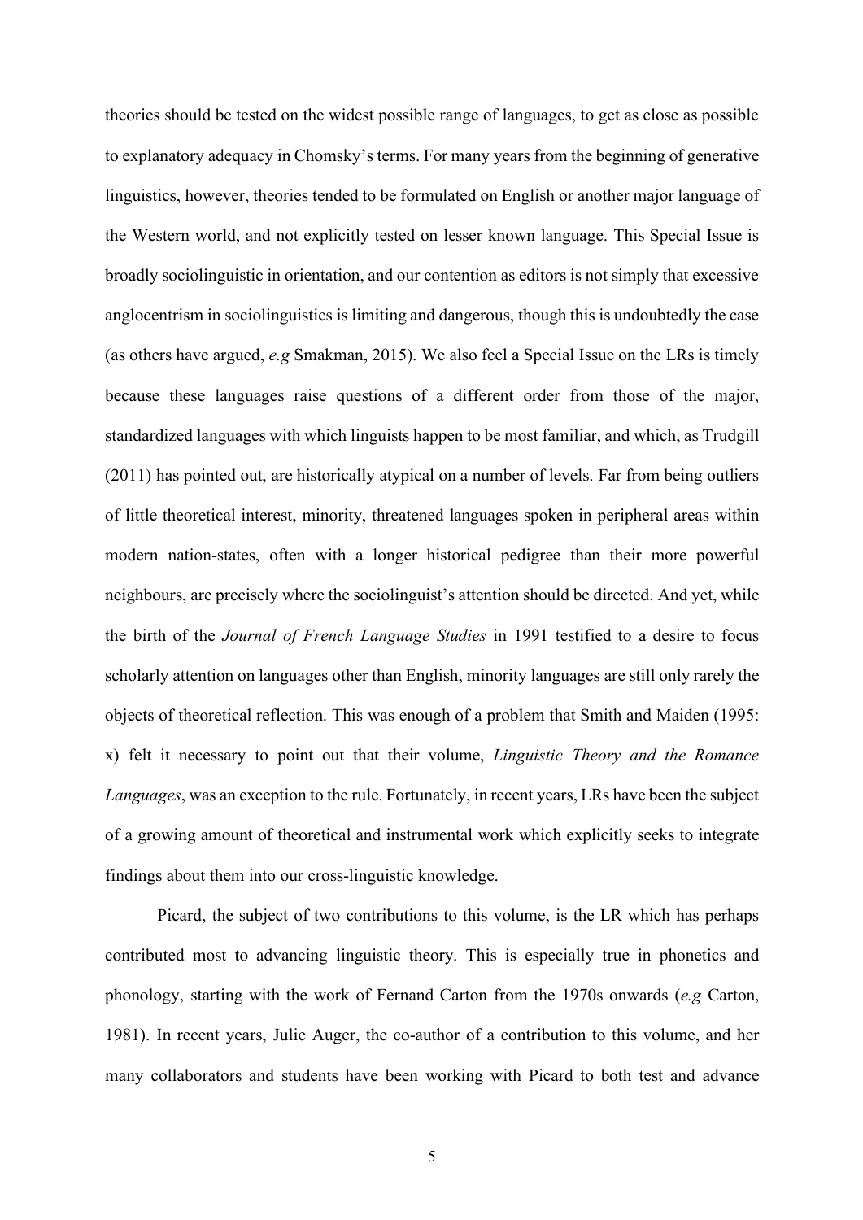theories should be tested on the widest possible range of languages, to get as close as possible to explanatory adequacy in Chomsky's terms. For many years from the beginning of generative linguistics, however, theories tended to be formulated on English or another major language of the Western world, and not explicitly tested on lesser known language. This Special Issue is broadly sociolinguistic in orientation, and our contention as editors is not simply that excessive anglocentrism in sociolinguistics is limiting and dangerous, though this is undoubtedly the case (as others have argued, *e.g* Smakman, 2015). We also feel a Special Issue on the LRs is timely because these languages raise questions of a different order from those of the major, standardized languages with which linguists happen to be most familiar, and which, as Trudgill (2011) has pointed out, are historically atypical on a number of levels. Far from being outliers of little theoretical interest, minority, threatened languages spoken in peripheral areas within modern nation-states, often with a longer historical pedigree than their more powerful neighbours, are precisely where the sociolinguist's attention should be directed. And yet, while the birth of the *Journal of French Language Studies* in 1991 testified to a desire to focus scholarly attention on languages other than English, minority languages are still only rarely the objects of theoretical reflection. This was enough of a problem that Smith and Maiden (1995: x) felt it necessary to point out that their volume, *Linguistic Theory and the Romance Languages*, was an exception to the rule. Fortunately, in recent years, LRs have been the subject of a growing amount of theoretical and instrumental work which explicitly seeks to integrate findings about them into our cross-linguistic knowledge.

Picard, the subject of two contributions to this volume, is the LR which has perhaps contributed most to advancing linguistic theory. This is especially true in phonetics and phonology, starting with the work of Fernand Carton from the 1970s onwards (*e.g* Carton, 1981). In recent years, Julie Auger, the co-author of a contribution to this volume, and her many collaborators and students have been working with Picard to both test and advance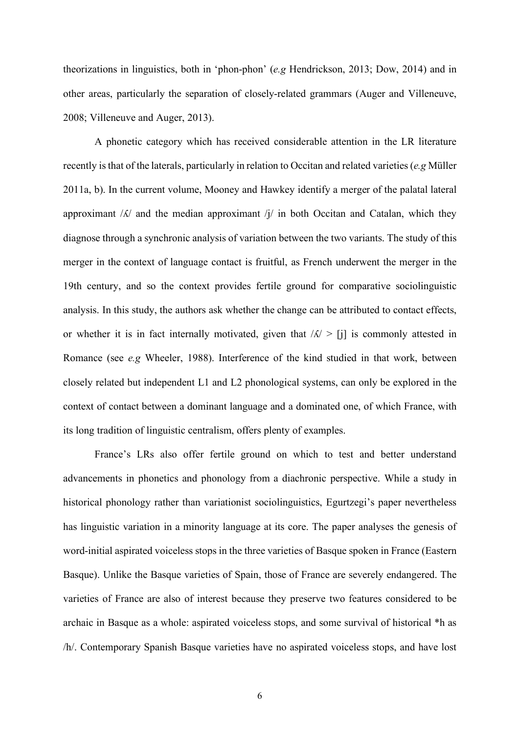theorizations in linguistics, both in 'phon-phon' (*e.g* Hendrickson, 2013; Dow, 2014) and in other areas, particularly the separation of closely-related grammars (Auger and Villeneuve, 2008; Villeneuve and Auger, 2013).

A phonetic category which has received considerable attention in the LR literature recently is that of the laterals, particularly in relation to Occitan and related varieties (*e.g* Müller 2011a, b). In the current volume, Mooney and Hawkey identify a merger of the palatal lateral approximant /ʎ/ and the median approximant /j/ in both Occitan and Catalan, which they diagnose through a synchronic analysis of variation between the two variants. The study of this merger in the context of language contact is fruitful, as French underwent the merger in the 19th century, and so the context provides fertile ground for comparative sociolinguistic analysis. In this study, the authors ask whether the change can be attributed to contact effects, or whether it is in fact internally motivated, given that /ʎ/ > [j] is commonly attested in Romance (see *e.g* Wheeler, 1988). Interference of the kind studied in that work, between closely related but independent L1 and L2 phonological systems, can only be explored in the context of contact between a dominant language and a dominated one, of which France, with its long tradition of linguistic centralism, offers plenty of examples.

France's LRs also offer fertile ground on which to test and better understand advancements in phonetics and phonology from a diachronic perspective. While a study in historical phonology rather than variationist sociolinguistics, Egurtzegi's paper nevertheless has linguistic variation in a minority language at its core. The paper analyses the genesis of word-initial aspirated voiceless stops in the three varieties of Basque spoken in France (Eastern Basque). Unlike the Basque varieties of Spain, those of France are severely endangered. The varieties of France are also of interest because they preserve two features considered to be archaic in Basque as a whole: aspirated voiceless stops, and some survival of historical *h as /h/. Contemporary Spanish Basque varieties have no aspirated voiceless stops, and have lost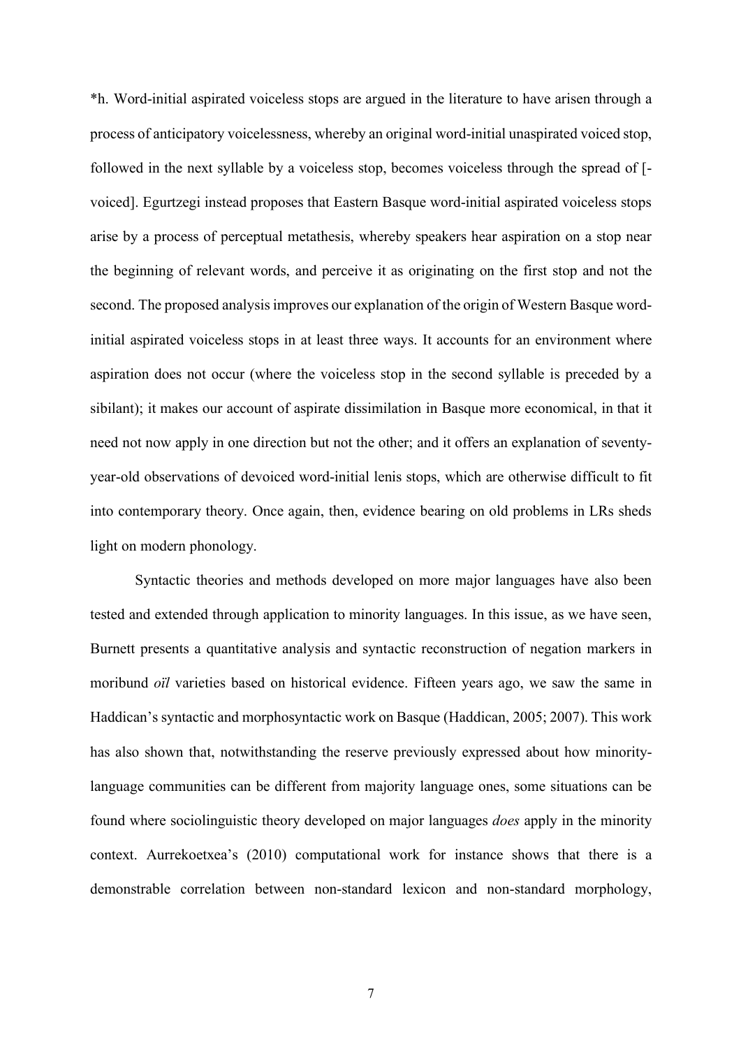*h. Word-initial aspirated voiceless stops are argued in the literature to have arisen through a process of anticipatory voicelessness, whereby an original word-initial unaspirated voiced stop, followed in the next syllable by a voiceless stop, becomes voiceless through the spread of [-voiced]. Egurtzegi instead proposes that Eastern Basque word-initial aspirated voiceless stops arise by a process of perceptual metathesis, whereby speakers hear aspiration on a stop near the beginning of relevant words, and perceive it as originating on the first stop and not the second. The proposed analysis improves our explanation of the origin of Western Basque word-initial aspirated voiceless stops in at least three ways. It accounts for an environment where aspiration does not occur (where the voiceless stop in the second syllable is preceded by a sibilant); it makes our account of aspirate dissimilation in Basque more economical, in that it need not now apply in one direction but not the other; and it offers an explanation of seventy-year-old observations of devoiced word-initial lenis stops, which are otherwise difficult to fit into contemporary theory. Once again, then, evidence bearing on old problems in LRs sheds light on modern phonology.

Syntactic theories and methods developed on more major languages have also been tested and extended through application to minority languages. In this issue, as we have seen, Burnett presents a quantitative analysis and syntactic reconstruction of negation markers in moribund *oïl* varieties based on historical evidence. Fifteen years ago, we saw the same in Haddican's syntactic and morphosyntactic work on Basque (Haddican, 2005; 2007). This work has also shown that, notwithstanding the reserve previously expressed about how minority-language communities can be different from majority language ones, some situations can be found where sociolinguistic theory developed on major languages *does* apply in the minority context. Aurrekoetxea's (2010) computational work for instance shows that there is a demonstrable correlation between non-standard lexicon and non-standard morphology,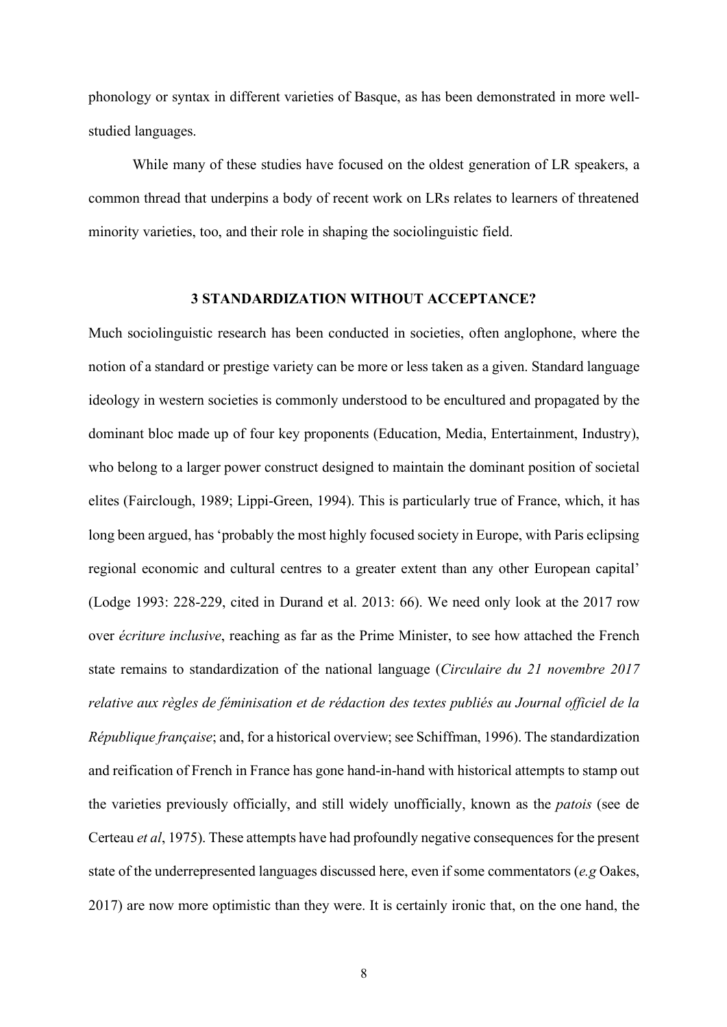phonology or syntax in different varieties of Basque, as has been demonstrated in more well-studied languages.

While many of these studies have focused on the oldest generation of LR speakers, a common thread that underpins a body of recent work on LRs relates to learners of threatened minority varieties, too, and their role in shaping the sociolinguistic field.

## 3 STANDARDIZATION WITHOUT ACCEPTANCE?

Much sociolinguistic research has been conducted in societies, often anglophone, where the notion of a standard or prestige variety can be more or less taken as a given. Standard language ideology in western societies is commonly understood to be encultured and propagated by the dominant bloc made up of four key proponents (Education, Media, Entertainment, Industry), who belong to a larger power construct designed to maintain the dominant position of societal elites (Fairclough, 1989; Lippi-Green, 1994). This is particularly true of France, which, it has long been argued, has 'probably the most highly focused society in Europe, with Paris eclipsing regional economic and cultural centres to a greater extent than any other European capital' (Lodge 1993: 228-229, cited in Durand et al. 2013: 66). We need only look at the 2017 row over *écriture inclusive*, reaching as far as the Prime Minister, to see how attached the French state remains to standardization of the national language (*Circulaire du 21 novembre 2017 relative aux règles de féminisation et de rédaction des textes publiés au Journal officiel de la République française*; and, for a historical overview; see Schiffman, 1996). The standardization and reification of French in France has gone hand-in-hand with historical attempts to stamp out the varieties previously officially, and still widely unofficially, known as the *patois* (see de Certeau *et al*, 1975). These attempts have had profoundly negative consequences for the present state of the underrepresented languages discussed here, even if some commentators (*e.g* Oakes, 2017) are now more optimistic than they were. It is certainly ironic that, on the one hand, the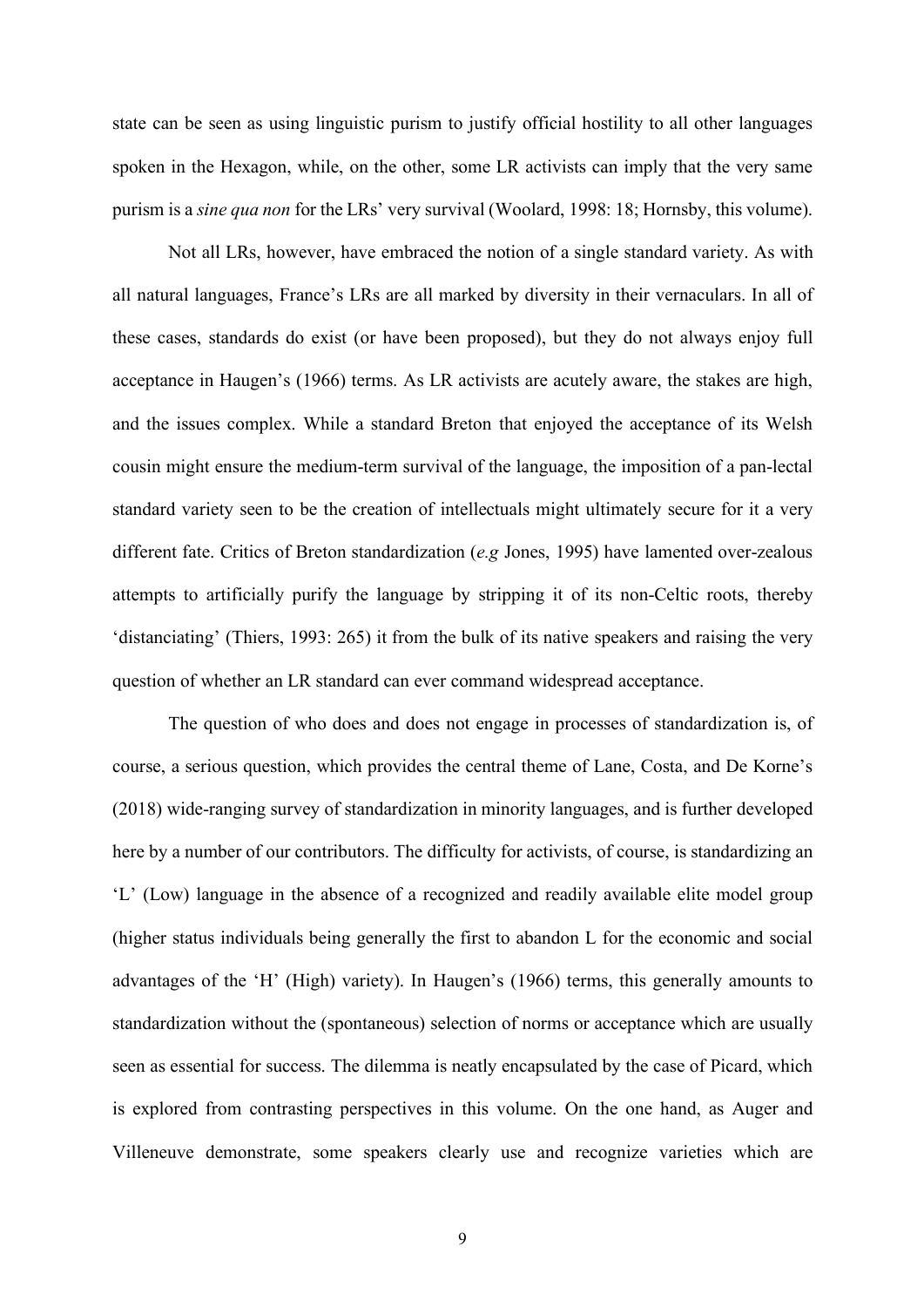state can be seen as using linguistic purism to justify official hostility to all other languages spoken in the Hexagon, while, on the other, some LR activists can imply that the very same purism is a *sine qua non* for the LRs' very survival (Woolard, 1998: 18; Hornsby, this volume).

Not all LRs, however, have embraced the notion of a single standard variety. As with all natural languages, France's LRs are all marked by diversity in their vernaculars. In all of these cases, standards do exist (or have been proposed), but they do not always enjoy full acceptance in Haugen's (1966) terms. As LR activists are acutely aware, the stakes are high, and the issues complex. While a standard Breton that enjoyed the acceptance of its Welsh cousin might ensure the medium-term survival of the language, the imposition of a pan-lectal standard variety seen to be the creation of intellectuals might ultimately secure for it a very different fate. Critics of Breton standardization (*e.g* Jones, 1995) have lamented over-zealous attempts to artificially purify the language by stripping it of its non-Celtic roots, thereby 'distanciating' (Thiers, 1993: 265) it from the bulk of its native speakers and raising the very question of whether an LR standard can ever command widespread acceptance.

The question of who does and does not engage in processes of standardization is, of course, a serious question, which provides the central theme of Lane, Costa, and De Korne's (2018) wide-ranging survey of standardization in minority languages, and is further developed here by a number of our contributors. The difficulty for activists, of course, is standardizing an 'L' (Low) language in the absence of a recognized and readily available elite model group (higher status individuals being generally the first to abandon L for the economic and social advantages of the 'H' (High) variety). In Haugen's (1966) terms, this generally amounts to standardization without the (spontaneous) selection of norms or acceptance which are usually seen as essential for success. The dilemma is neatly encapsulated by the case of Picard, which is explored from contrasting perspectives in this volume. On the one hand, as Auger and Villeneuve demonstrate, some speakers clearly use and recognize varieties which are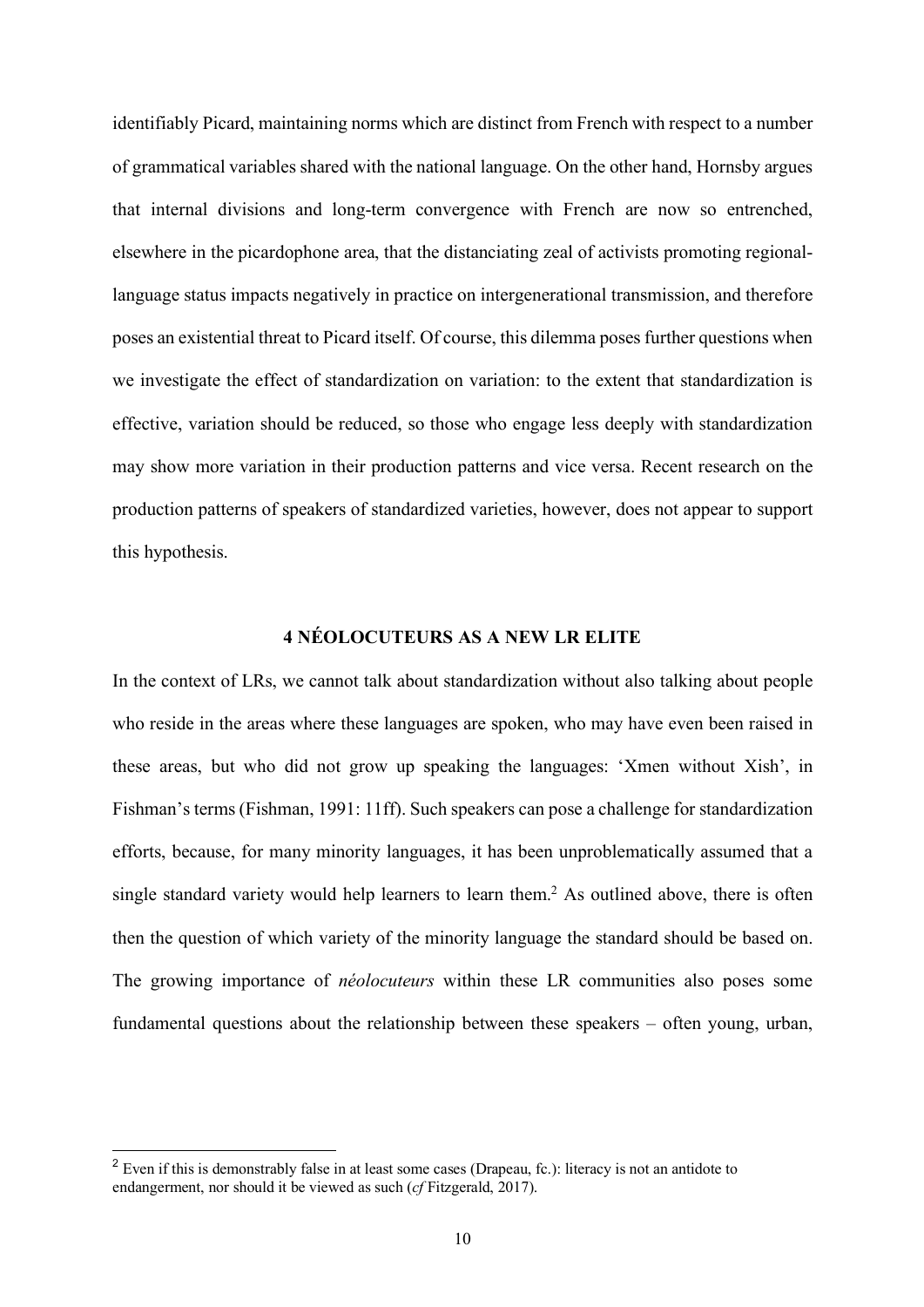identifiably Picard, maintaining norms which are distinct from French with respect to a number of grammatical variables shared with the national language. On the other hand, Hornsby argues that internal divisions and long-term convergence with French are now so entrenched, elsewhere in the picardophone area, that the distanciating zeal of activists promoting regional-language status impacts negatively in practice on intergenerational transmission, and therefore poses an existential threat to Picard itself. Of course, this dilemma poses further questions when we investigate the effect of standardization on variation: to the extent that standardization is effective, variation should be reduced, so those who engage less deeply with standardization may show more variation in their production patterns and vice versa. Recent research on the production patterns of speakers of standardized varieties, however, does not appear to support this hypothesis.

## 4 NÉOLOCUTEURS AS A NEW LR ELITE

In the context of LRs, we cannot talk about standardization without also talking about people who reside in the areas where these languages are spoken, who may have even been raised in these areas, but who did not grow up speaking the languages: 'Xmen without Xish', in Fishman's terms (Fishman, 1991: 11ff). Such speakers can pose a challenge for standardization efforts, because, for many minority languages, it has been unproblematically assumed that a single standard variety would help learners to learn them.[2] As outlined above, there is often then the question of which variety of the minority language the standard should be based on. The growing importance of *néolocuteurs* within these LR communities also poses some fundamental questions about the relationship between these speakers – often young, urban,

---

[2] Even if this is demonstrably false in at least some cases (Drapeau, fc.): literacy is not an antidote to endangerment, nor should it be viewed as such (*cf* Fitzgerald, 2017).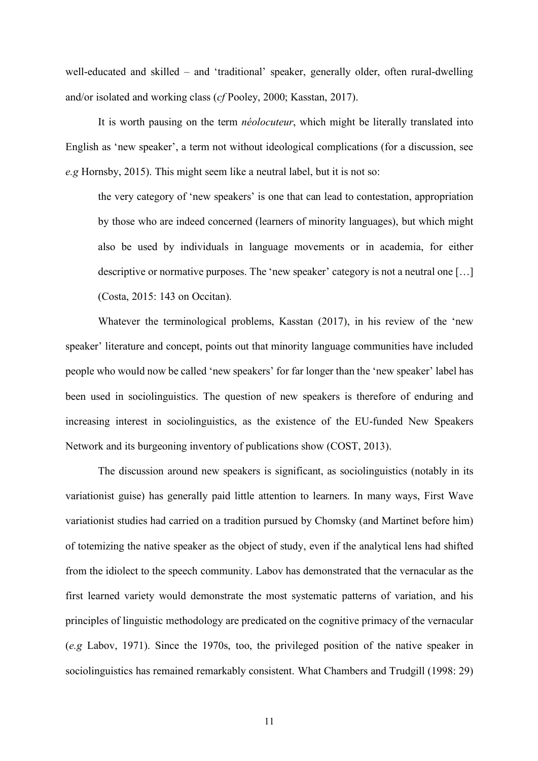well-educated and skilled – and 'traditional' speaker, generally older, often rural-dwelling and/or isolated and working class (*cf* Pooley, 2000; Kasstan, 2017).

It is worth pausing on the term *néolocuteur*, which might be literally translated into English as 'new speaker', a term not without ideological complications (for a discussion, see *e.g* Hornsby, 2015). This might seem like a neutral label, but it is not so:

> the very category of 'new speakers' is one that can lead to contestation, appropriation by those who are indeed concerned (learners of minority languages), but which might also be used by individuals in language movements or in academia, for either descriptive or normative purposes. The 'new speaker' category is not a neutral one […] (Costa, 2015: 143 on Occitan).

Whatever the terminological problems, Kasstan (2017), in his review of the 'new speaker' literature and concept, points out that minority language communities have included people who would now be called 'new speakers' for far longer than the 'new speaker' label has been used in sociolinguistics. The question of new speakers is therefore of enduring and increasing interest in sociolinguistics, as the existence of the EU-funded New Speakers Network and its burgeoning inventory of publications show (COST, 2013).

The discussion around new speakers is significant, as sociolinguistics (notably in its variationist guise) has generally paid little attention to learners. In many ways, First Wave variationist studies had carried on a tradition pursued by Chomsky (and Martinet before him) of totemizing the native speaker as the object of study, even if the analytical lens had shifted from the idiolect to the speech community. Labov has demonstrated that the vernacular as the first learned variety would demonstrate the most systematic patterns of variation, and his principles of linguistic methodology are predicated on the cognitive primacy of the vernacular (*e.g* Labov, 1971). Since the 1970s, too, the privileged position of the native speaker in sociolinguistics has remained remarkably consistent. What Chambers and Trudgill (1998: 29)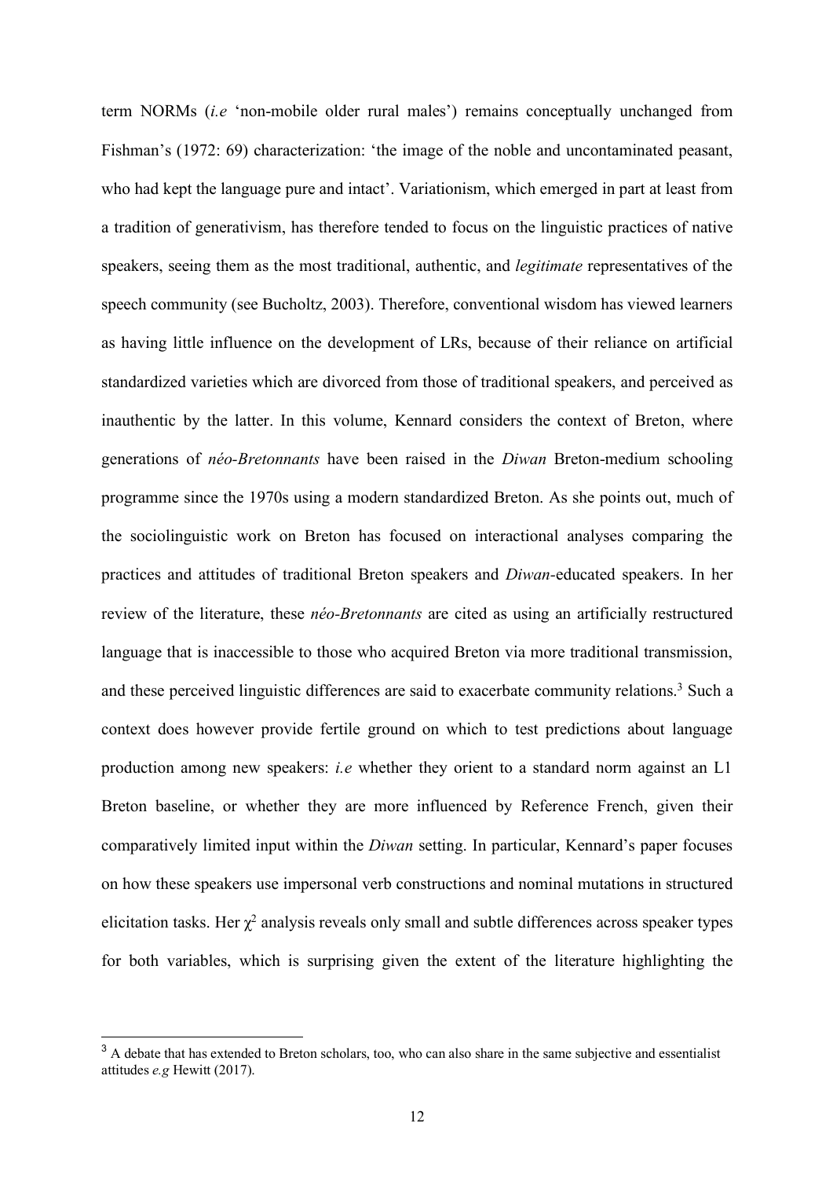term NORMs (*i.e* 'non-mobile older rural males') remains conceptually unchanged from Fishman's (1972: 69) characterization: 'the image of the noble and uncontaminated peasant, who had kept the language pure and intact'. Variationism, which emerged in part at least from a tradition of generativism, has therefore tended to focus on the linguistic practices of native speakers, seeing them as the most traditional, authentic, and *legitimate* representatives of the speech community (see Bucholtz, 2003). Therefore, conventional wisdom has viewed learners as having little influence on the development of LRs, because of their reliance on artificial standardized varieties which are divorced from those of traditional speakers, and perceived as inauthentic by the latter. In this volume, Kennard considers the context of Breton, where generations of *néo-Bretonnants* have been raised in the *Diwan* Breton-medium schooling programme since the 1970s using a modern standardized Breton. As she points out, much of the sociolinguistic work on Breton has focused on interactional analyses comparing the practices and attitudes of traditional Breton speakers and *Diwan*-educated speakers. In her review of the literature, these *néo-Bretonnants* are cited as using an artificially restructured language that is inaccessible to those who acquired Breton via more traditional transmission, and these perceived linguistic differences are said to exacerbate community relations.[3] Such a context does however provide fertile ground on which to test predictions about language production among new speakers: *i.e* whether they orient to a standard norm against an L1 Breton baseline, or whether they are more influenced by Reference French, given their comparatively limited input within the *Diwan* setting. In particular, Kennard's paper focuses on how these speakers use impersonal verb constructions and nominal mutations in structured elicitation tasks. Her $\chi^2$ analysis reveals only small and subtle differences across speaker types for both variables, which is surprising given the extent of the literature highlighting the

[3] A debate that has extended to Breton scholars, too, who can also share in the same subjective and essentialist attitudes *e.g* Hewitt (2017).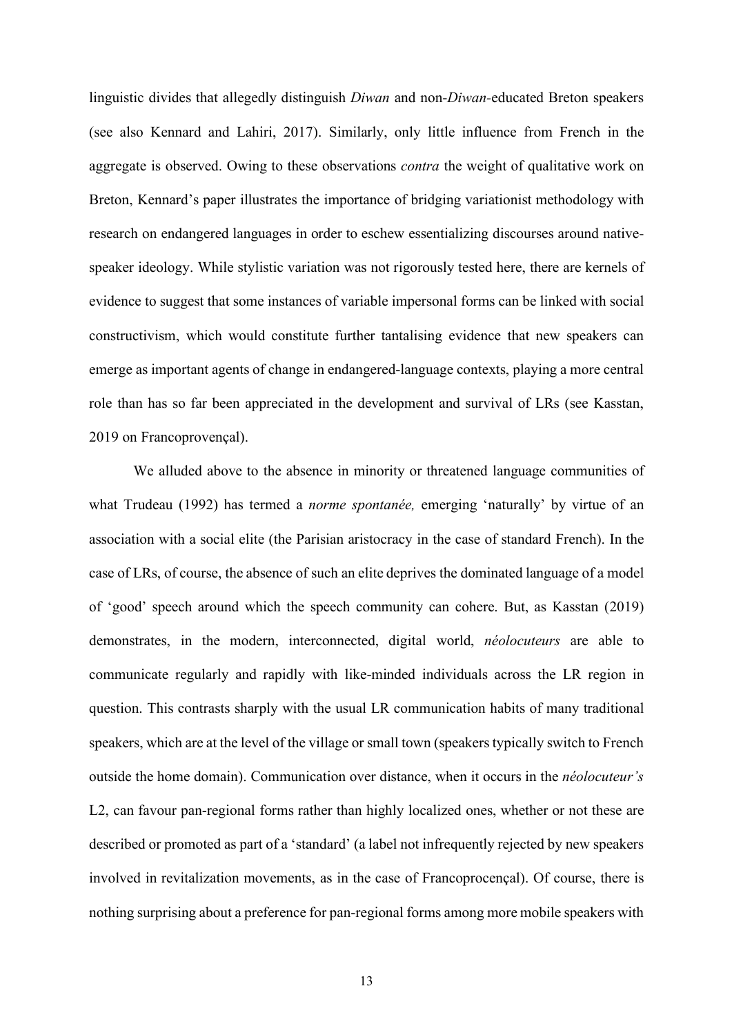linguistic divides that allegedly distinguish *Diwan* and non-*Diwan*-educated Breton speakers (see also Kennard and Lahiri, 2017). Similarly, only little influence from French in the aggregate is observed. Owing to these observations *contra* the weight of qualitative work on Breton, Kennard's paper illustrates the importance of bridging variationist methodology with research on endangered languages in order to eschew essentializing discourses around native-speaker ideology. While stylistic variation was not rigorously tested here, there are kernels of evidence to suggest that some instances of variable impersonal forms can be linked with social constructivism, which would constitute further tantalising evidence that new speakers can emerge as important agents of change in endangered-language contexts, playing a more central role than has so far been appreciated in the development and survival of LRs (see Kasstan, 2019 on Francoprovençal).

We alluded above to the absence in minority or threatened language communities of what Trudeau (1992) has termed a *norme spontanée,* emerging 'naturally' by virtue of an association with a social elite (the Parisian aristocracy in the case of standard French). In the case of LRs, of course, the absence of such an elite deprives the dominated language of a model of 'good' speech around which the speech community can cohere. But, as Kasstan (2019) demonstrates, in the modern, interconnected, digital world, *néolocuteurs* are able to communicate regularly and rapidly with like-minded individuals across the LR region in question. This contrasts sharply with the usual LR communication habits of many traditional speakers, which are at the level of the village or small town (speakers typically switch to French outside the home domain). Communication over distance, when it occurs in the *néolocuteur's* L2, can favour pan-regional forms rather than highly localized ones, whether or not these are described or promoted as part of a 'standard' (a label not infrequently rejected by new speakers involved in revitalization movements, as in the case of Francoprocençal). Of course, there is nothing surprising about a preference for pan-regional forms among more mobile speakers with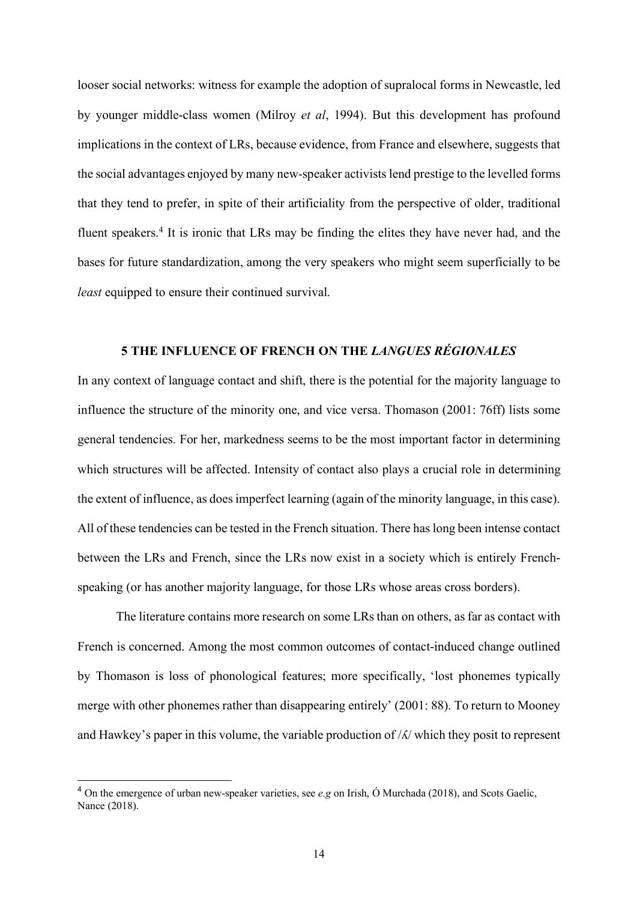looser social networks: witness for example the adoption of supralocal forms in Newcastle, led by younger middle-class women (Milroy *et al*, 1994). But this development has profound implications in the context of LRs, because evidence, from France and elsewhere, suggests that the social advantages enjoyed by many new-speaker activists lend prestige to the levelled forms that they tend to prefer, in spite of their artificiality from the perspective of older, traditional fluent speakers.[4] It is ironic that LRs may be finding the elites they have never had, and the bases for future standardization, among the very speakers who might seem superficially to be *least* equipped to ensure their continued survival.

## 5 THE INFLUENCE OF FRENCH ON THE *LANGUES RÉGIONALES*

In any context of language contact and shift, there is the potential for the majority language to influence the structure of the minority one, and vice versa. Thomason (2001: 76ff) lists some general tendencies. For her, markedness seems to be the most important factor in determining which structures will be affected. Intensity of contact also plays a crucial role in determining the extent of influence, as does imperfect learning (again of the minority language, in this case). All of these tendencies can be tested in the French situation. There has long been intense contact between the LRs and French, since the LRs now exist in a society which is entirely French-speaking (or has another majority language, for those LRs whose areas cross borders).

The literature contains more research on some LRs than on others, as far as contact with French is concerned. Among the most common outcomes of contact-induced change outlined by Thomason is loss of phonological features; more specifically, 'lost phonemes typically merge with other phonemes rather than disappearing entirely' (2001: 88). To return to Mooney and Hawkey's paper in this volume, the variable production of /ʎ/ which they posit to represent

[4] On the emergence of urban new-speaker varieties, see *e.g* on Irish, Ó Murchada (2018), and Scots Gaelic, Nance (2018).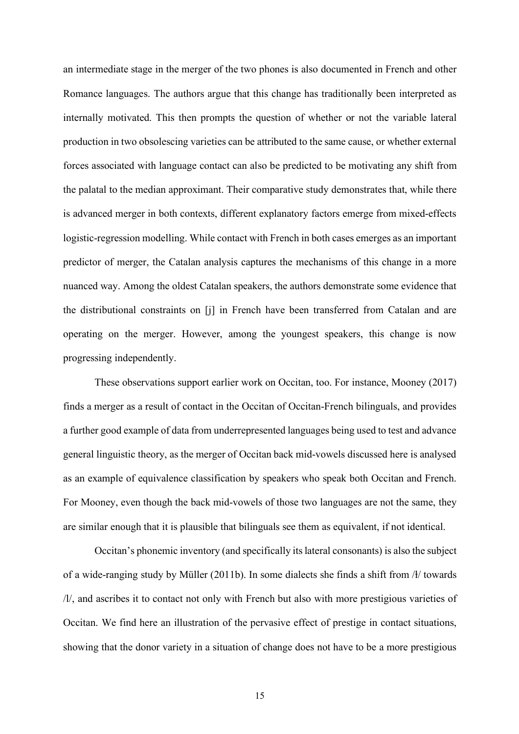an intermediate stage in the merger of the two phones is also documented in French and other Romance languages. The authors argue that this change has traditionally been interpreted as internally motivated. This then prompts the question of whether or not the variable lateral production in two obsolescing varieties can be attributed to the same cause, or whether external forces associated with language contact can also be predicted to be motivating any shift from the palatal to the median approximant. Their comparative study demonstrates that, while there is advanced merger in both contexts, different explanatory factors emerge from mixed-effects logistic-regression modelling. While contact with French in both cases emerges as an important predictor of merger, the Catalan analysis captures the mechanisms of this change in a more nuanced way. Among the oldest Catalan speakers, the authors demonstrate some evidence that the distributional constraints on [j] in French have been transferred from Catalan and are operating on the merger. However, among the youngest speakers, this change is now progressing independently.

These observations support earlier work on Occitan, too. For instance, Mooney (2017) finds a merger as a result of contact in the Occitan of Occitan-French bilinguals, and provides a further good example of data from underrepresented languages being used to test and advance general linguistic theory, as the merger of Occitan back mid-vowels discussed here is analysed as an example of equivalence classification by speakers who speak both Occitan and French. For Mooney, even though the back mid-vowels of those two languages are not the same, they are similar enough that it is plausible that bilinguals see them as equivalent, if not identical.

Occitan's phonemic inventory (and specifically its lateral consonants) is also the subject of a wide-ranging study by Müller (2011b). In some dialects she finds a shift from /ɫ/ towards /l/, and ascribes it to contact not only with French but also with more prestigious varieties of Occitan. We find here an illustration of the pervasive effect of prestige in contact situations, showing that the donor variety in a situation of change does not have to be a more prestigious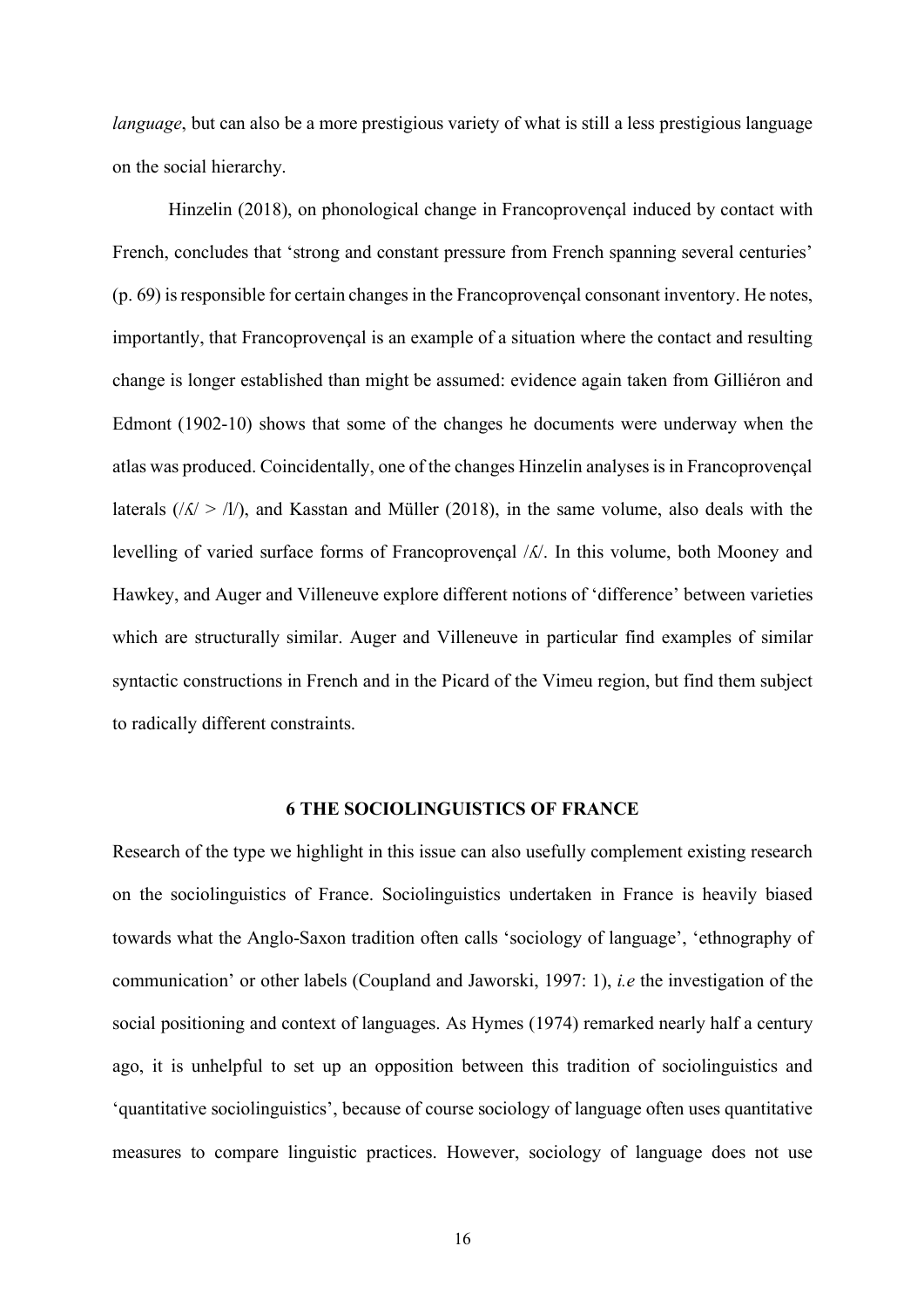*language*, but can also be a more prestigious variety of what is still a less prestigious language on the social hierarchy.

Hinzelin (2018), on phonological change in Francoprovençal induced by contact with French, concludes that 'strong and constant pressure from French spanning several centuries' (p. 69) is responsible for certain changes in the Francoprovençal consonant inventory. He notes, importantly, that Francoprovençal is an example of a situation where the contact and resulting change is longer established than might be assumed: evidence again taken from Gilliéron and Edmont (1902-10) shows that some of the changes he documents were underway when the atlas was produced. Coincidentally, one of the changes Hinzelin analyses is in Francoprovençal laterals (/ʎ/ > /l/), and Kasstan and Müller (2018), in the same volume, also deals with the levelling of varied surface forms of Francoprovençal /ʎ/. In this volume, both Mooney and Hawkey, and Auger and Villeneuve explore different notions of 'difference' between varieties which are structurally similar. Auger and Villeneuve in particular find examples of similar syntactic constructions in French and in the Picard of the Vimeu region, but find them subject to radically different constraints.

## 6 THE SOCIOLINGUISTICS OF FRANCE

Research of the type we highlight in this issue can also usefully complement existing research on the sociolinguistics of France. Sociolinguistics undertaken in France is heavily biased towards what the Anglo-Saxon tradition often calls 'sociology of language', 'ethnography of communication' or other labels (Coupland and Jaworski, 1997: 1), *i.e* the investigation of the social positioning and context of languages. As Hymes (1974) remarked nearly half a century ago, it is unhelpful to set up an opposition between this tradition of sociolinguistics and 'quantitative sociolinguistics', because of course sociology of language often uses quantitative measures to compare linguistic practices. However, sociology of language does not use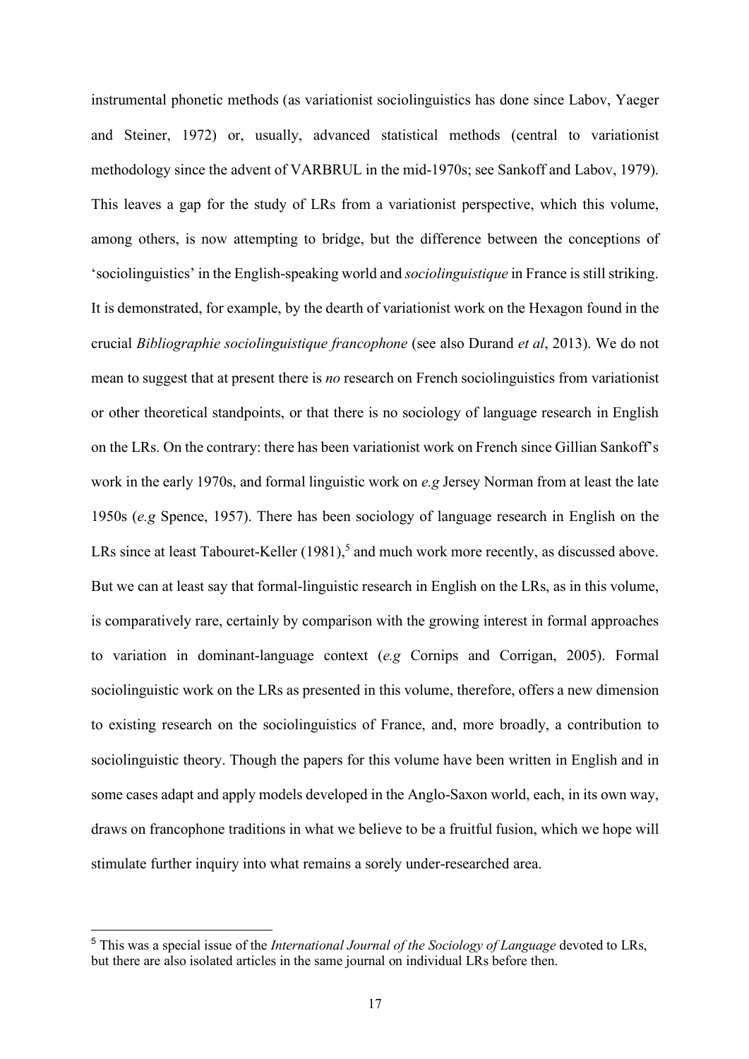instrumental phonetic methods (as variationist sociolinguistics has done since Labov, Yaeger and Steiner, 1972) or, usually, advanced statistical methods (central to variationist methodology since the advent of VARBRUL in the mid-1970s; see Sankoff and Labov, 1979). This leaves a gap for the study of LRs from a variationist perspective, which this volume, among others, is now attempting to bridge, but the difference between the conceptions of 'sociolinguistics' in the English-speaking world and *sociolinguistique* in France is still striking. It is demonstrated, for example, by the dearth of variationist work on the Hexagon found in the crucial *Bibliographie sociolinguistique francophone* (see also Durand *et al*, 2013). We do not mean to suggest that at present there is *no* research on French sociolinguistics from variationist or other theoretical standpoints, or that there is no sociology of language research in English on the LRs. On the contrary: there has been variationist work on French since Gillian Sankoff's work in the early 1970s, and formal linguistic work on *e.g* Jersey Norman from at least the late 1950s (*e.g* Spence, 1957). There has been sociology of language research in English on the LRs since at least Tabouret-Keller (1981),[5] and much work more recently, as discussed above. But we can at least say that formal-linguistic research in English on the LRs, as in this volume, is comparatively rare, certainly by comparison with the growing interest in formal approaches to variation in dominant-language context (*e.g* Cornips and Corrigan, 2005). Formal sociolinguistic work on the LRs as presented in this volume, therefore, offers a new dimension to existing research on the sociolinguistics of France, and, more broadly, a contribution to sociolinguistic theory. Though the papers for this volume have been written in English and in some cases adapt and apply models developed in the Anglo-Saxon world, each, in its own way, draws on francophone traditions in what we believe to be a fruitful fusion, which we hope will stimulate further inquiry into what remains a sorely under-researched area.

[5] This was a special issue of the *International Journal of the Sociology of Language* devoted to LRs, but there are also isolated articles in the same journal on individual LRs before then.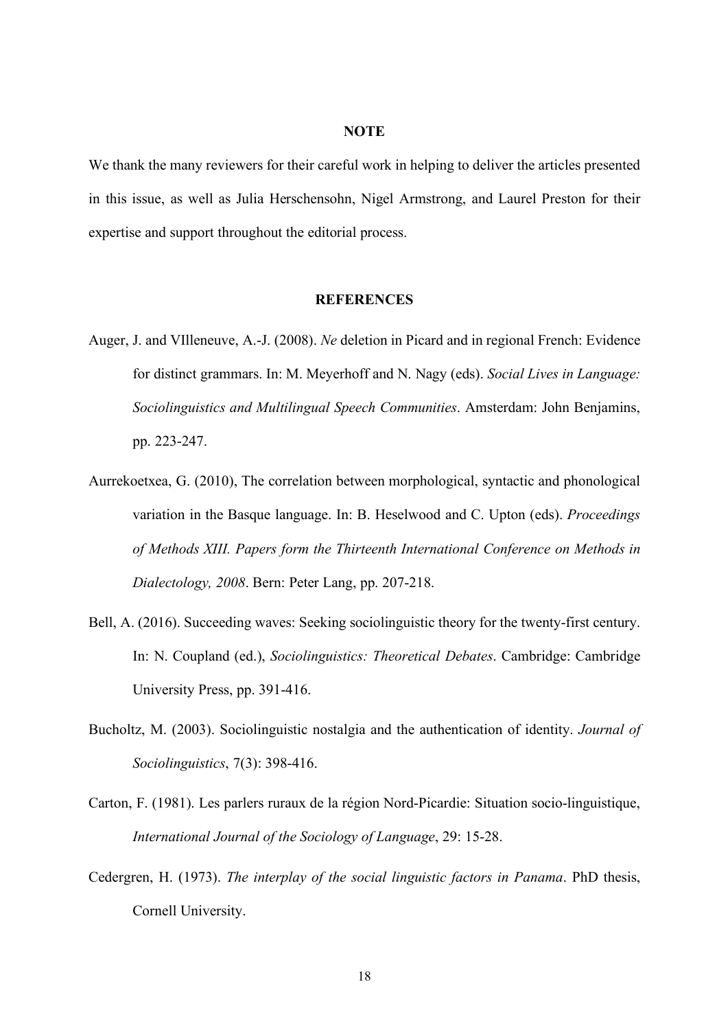## NOTE

We thank the many reviewers for their careful work in helping to deliver the articles presented in this issue, as well as Julia Herschensohn, Nigel Armstrong, and Laurel Preston for their expertise and support throughout the editorial process.

## REFERENCES

Auger, J. and VIlleneuve, A.-J. (2008). *Ne* deletion in Picard and in regional French: Evidence for distinct grammars. In: M. Meyerhoff and N. Nagy (eds). *Social Lives in Language: Sociolinguistics and Multilingual Speech Communities*. Amsterdam: John Benjamins, pp. 223-247.

Aurrekoetxea, G. (2010), The correlation between morphological, syntactic and phonological variation in the Basque language. In: B. Heselwood and C. Upton (eds). *Proceedings of Methods XIII. Papers form the Thirteenth International Conference on Methods in Dialectology, 2008*. Bern: Peter Lang, pp. 207-218.

Bell, A. (2016). Succeeding waves: Seeking sociolinguistic theory for the twenty-first century. In: N. Coupland (ed.), *Sociolinguistics: Theoretical Debates*. Cambridge: Cambridge University Press, pp. 391-416.

Bucholtz, M. (2003). Sociolinguistic nostalgia and the authentication of identity. *Journal of Sociolinguistics*, 7(3): 398-416.

Carton, F. (1981). Les parlers ruraux de la région Nord-Picardie: Situation socio-linguistique, *International Journal of the Sociology of Language*, 29: 15-28.

Cedergren, H. (1973). *The interplay of the social linguistic factors in Panama*. PhD thesis, Cornell University.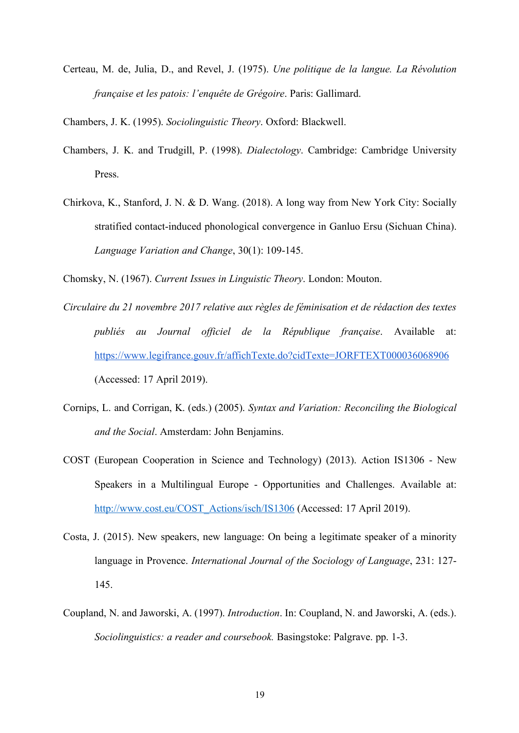Certeau, M. de, Julia, D., and Revel, J. (1975). *Une politique de la langue. La Révolution française et les patois: l'enquête de Grégoire*. Paris: Gallimard.

Chambers, J. K. (1995). *Sociolinguistic Theory*. Oxford: Blackwell.

Chambers, J. K. and Trudgill, P. (1998). *Dialectology*. Cambridge: Cambridge University Press.

Chirkova, K., Stanford, J. N. & D. Wang. (2018). A long way from New York City: Socially stratified contact-induced phonological convergence in Ganluo Ersu (Sichuan China). *Language Variation and Change*, 30(1): 109-145.

Chomsky, N. (1967). *Current Issues in Linguistic Theory*. London: Mouton.

*Circulaire du 21 novembre 2017 relative aux règles de féminisation et de rédaction des textes publiés au Journal officiel de la République française*. Available at: https://www.legifrance.gouv.fr/affichTexte.do?cidTexte=JORFTEXT000036068906 (Accessed: 17 April 2019).

Cornips, L. and Corrigan, K. (eds.) (2005). *Syntax and Variation: Reconciling the Biological and the Social*. Amsterdam: John Benjamins.

COST (European Cooperation in Science and Technology) (2013). Action IS1306 - New Speakers in a Multilingual Europe - Opportunities and Challenges. Available at: http://www.cost.eu/COST_Actions/isch/IS1306 (Accessed: 17 April 2019).

Costa, J. (2015). New speakers, new language: On being a legitimate speaker of a minority language in Provence. *International Journal of the Sociology of Language*, 231: 127-145.

Coupland, N. and Jaworski, A. (1997). *Introduction*. In: Coupland, N. and Jaworski, A. (eds.). *Sociolinguistics: a reader and coursebook.* Basingstoke: Palgrave. pp. 1-3.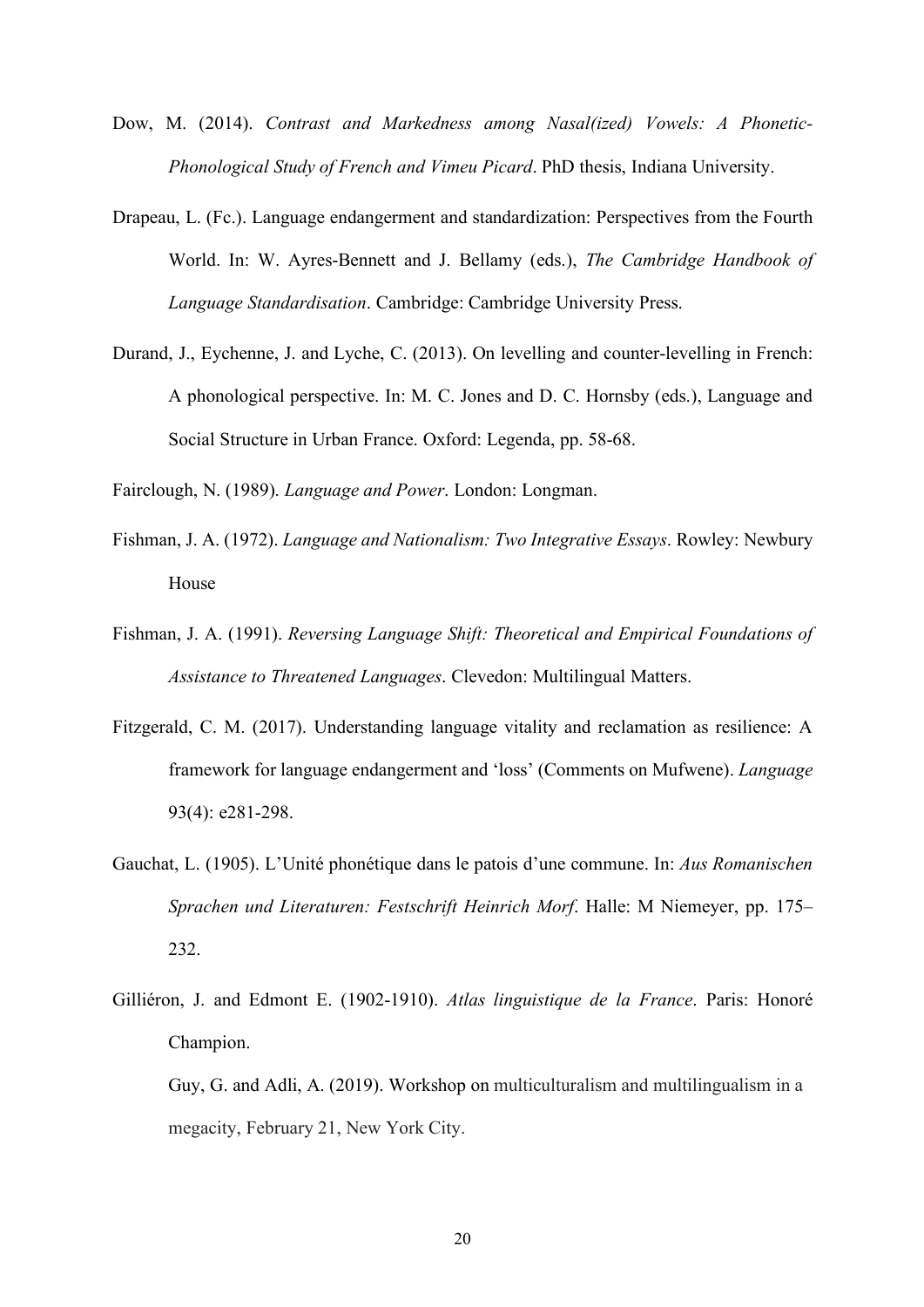Dow, M. (2014). *Contrast and Markedness among Nasal(ized) Vowels: A Phonetic-Phonological Study of French and Vimeu Picard*. PhD thesis, Indiana University.

Drapeau, L. (Fc.). Language endangerment and standardization: Perspectives from the Fourth World. In: W. Ayres-Bennett and J. Bellamy (eds.), *The Cambridge Handbook of Language Standardisation*. Cambridge: Cambridge University Press.

Durand, J., Eychenne, J. and Lyche, C. (2013). On levelling and counter-levelling in French: A phonological perspective. In: M. C. Jones and D. C. Hornsby (eds.), Language and Social Structure in Urban France. Oxford: Legenda, pp. 58-68.

Fairclough, N. (1989). *Language and Power*. London: Longman.

Fishman, J. A. (1972). *Language and Nationalism: Two Integrative Essays*. Rowley: Newbury House

Fishman, J. A. (1991). *Reversing Language Shift: Theoretical and Empirical Foundations of Assistance to Threatened Languages*. Clevedon: Multilingual Matters.

Fitzgerald, C. M. (2017). Understanding language vitality and reclamation as resilience: A framework for language endangerment and 'loss' (Comments on Mufwene). *Language* 93(4): e281-298.

Gauchat, L. (1905). L'Unité phonétique dans le patois d'une commune. In: *Aus Romanischen Sprachen und Literaturen: Festschrift Heinrich Morf*. Halle: M Niemeyer, pp. 175–232.

Gilliéron, J. and Edmont E. (1902-1910). *Atlas linguistique de la France*. Paris: Honoré Champion.

Guy, G. and Adli, A. (2019). Workshop on multiculturalism and multilingualism in a megacity, February 21, New York City.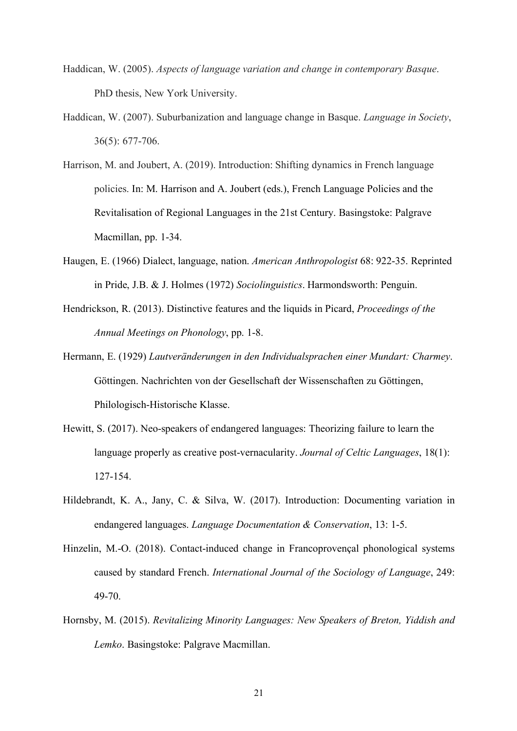Haddican, W. (2005). *Aspects of language variation and change in contemporary Basque*. PhD thesis, New York University.

Haddican, W. (2007). Suburbanization and language change in Basque. *Language in Society*, 36(5): 677-706.

Harrison, M. and Joubert, A. (2019). Introduction: Shifting dynamics in French language policies. In: M. Harrison and A. Joubert (eds.), French Language Policies and the Revitalisation of Regional Languages in the 21st Century. Basingstoke: Palgrave Macmillan, pp. 1-34.

Haugen, E. (1966) Dialect, language, nation. *American Anthropologist* 68: 922-35. Reprinted in Pride, J.B. & J. Holmes (1972) *Sociolinguistics*. Harmondsworth: Penguin.

Hendrickson, R. (2013). Distinctive features and the liquids in Picard, *Proceedings of the Annual Meetings on Phonology*, pp. 1-8.

Hermann, E. (1929) *Lautveränderungen in den Individualsprachen einer Mundart: Charmey*. Göttingen. Nachrichten von der Gesellschaft der Wissenschaften zu Göttingen, Philologisch-Historische Klasse.

Hewitt, S. (2017). Neo-speakers of endangered languages: Theorizing failure to learn the language properly as creative post-vernacularity. *Journal of Celtic Languages*, 18(1): 127-154.

Hildebrandt, K. A., Jany, C. & Silva, W. (2017). Introduction: Documenting variation in endangered languages. *Language Documentation & Conservation*, 13: 1-5.

Hinzelin, M.-O. (2018). Contact-induced change in Francoprovençal phonological systems caused by standard French. *International Journal of the Sociology of Language*, 249: 49-70.

Hornsby, M. (2015). *Revitalizing Minority Languages: New Speakers of Breton, Yiddish and Lemko*. Basingstoke: Palgrave Macmillan.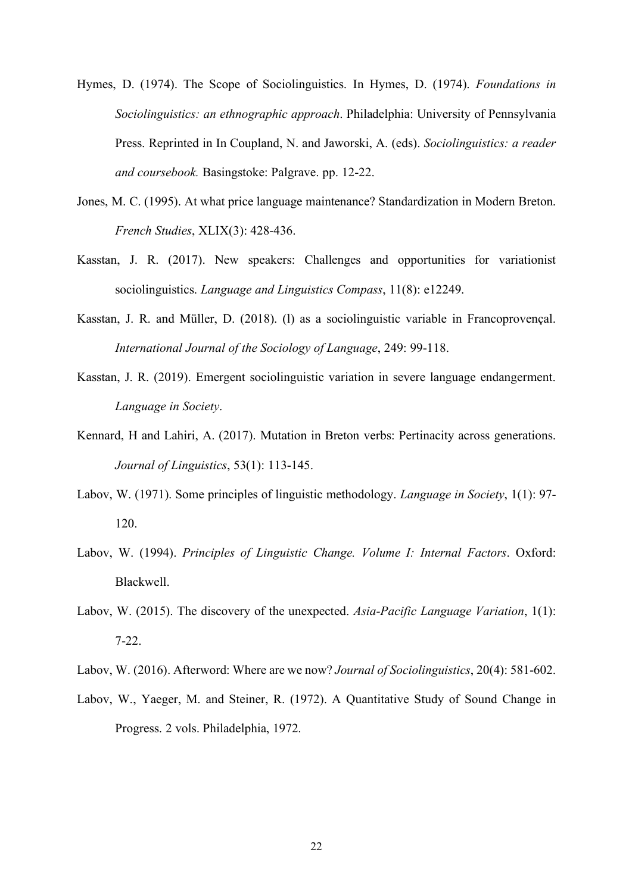Hymes, D. (1974). The Scope of Sociolinguistics. In Hymes, D. (1974). *Foundations in Sociolinguistics: an ethnographic approach*. Philadelphia: University of Pennsylvania Press. Reprinted in In Coupland, N. and Jaworski, A. (eds). *Sociolinguistics: a reader and coursebook.* Basingstoke: Palgrave. pp. 12-22.

Jones, M. C. (1995). At what price language maintenance? Standardization in Modern Breton. *French Studies*, XLIX(3): 428-436.

Kasstan, J. R. (2017). New speakers: Challenges and opportunities for variationist sociolinguistics. *Language and Linguistics Compass*, 11(8): e12249.

Kasstan, J. R. and Müller, D. (2018). (l) as a sociolinguistic variable in Francoprovençal. *International Journal of the Sociology of Language*, 249: 99-118.

Kasstan, J. R. (2019). Emergent sociolinguistic variation in severe language endangerment. *Language in Society*.

Kennard, H and Lahiri, A. (2017). Mutation in Breton verbs: Pertinacity across generations. *Journal of Linguistics*, 53(1): 113-145.

Labov, W. (1971). Some principles of linguistic methodology. *Language in Society*, 1(1): 97-120.

Labov, W. (1994). *Principles of Linguistic Change. Volume I: Internal Factors*. Oxford: Blackwell.

Labov, W. (2015). The discovery of the unexpected. *Asia-Pacific Language Variation*, 1(1): 7-22.

Labov, W. (2016). Afterword: Where are we now? *Journal of Sociolinguistics*, 20(4): 581-602.

Labov, W., Yaeger, M. and Steiner, R. (1972). A Quantitative Study of Sound Change in Progress. 2 vols. Philadelphia, 1972.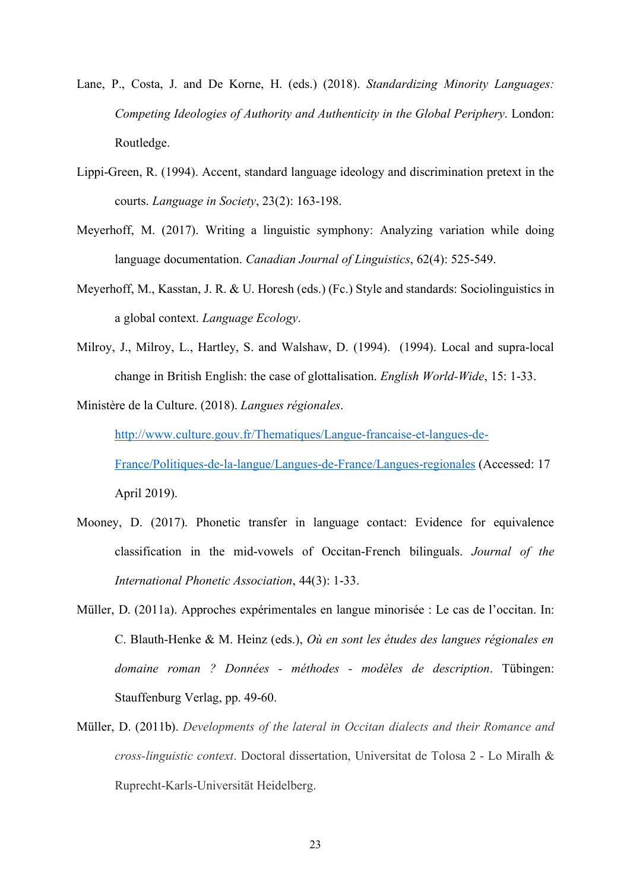Lane, P., Costa, J. and De Korne, H. (eds.) (2018). *Standardizing Minority Languages: Competing Ideologies of Authority and Authenticity in the Global Periphery*. London: Routledge.

Lippi-Green, R. (1994). Accent, standard language ideology and discrimination pretext in the courts. *Language in Society*, 23(2): 163-198.

Meyerhoff, M. (2017). Writing a linguistic symphony: Analyzing variation while doing language documentation. *Canadian Journal of Linguistics*, 62(4): 525-549.

Meyerhoff, M., Kasstan, J. R. & U. Horesh (eds.) (Fc.) Style and standards: Sociolinguistics in a global context. *Language Ecology*.

Milroy, J., Milroy, L., Hartley, S. and Walshaw, D. (1994). (1994). Local and supra-local change in British English: the case of glottalisation. *English World-Wide*, 15: 1-33.

Ministère de la Culture. (2018). *Langues régionales*. [http://www.culture.gouv.fr/Thematiques/Langue-francaise-et-langues-de-France/Politiques-de-la-langue/Langues-de-France/Langues-regionales](http://www.culture.gouv.fr/Thematiques/Langue-francaise-et-langues-de-France/Politiques-de-la-langue/Langues-de-France/Langues-regionales) (Accessed: 17 April 2019).

Mooney, D. (2017). Phonetic transfer in language contact: Evidence for equivalence classification in the mid-vowels of Occitan-French bilinguals. *Journal of the International Phonetic Association*, 44(3): 1-33.

Müller, D. (2011a). Approches expérimentales en langue minorisée : Le cas de l'occitan. In: C. Blauth-Henke & M. Heinz (eds.), *Où en sont les études des langues régionales en domaine roman ? Données - méthodes - modèles de description*. Tübingen: Stauffenburg Verlag, pp. 49-60.

Müller, D. (2011b). *Developments of the lateral in Occitan dialects and their Romance and cross-linguistic context*. Doctoral dissertation, Universitat de Tolosa 2 - Lo Miralh & Ruprecht-Karls-Universität Heidelberg.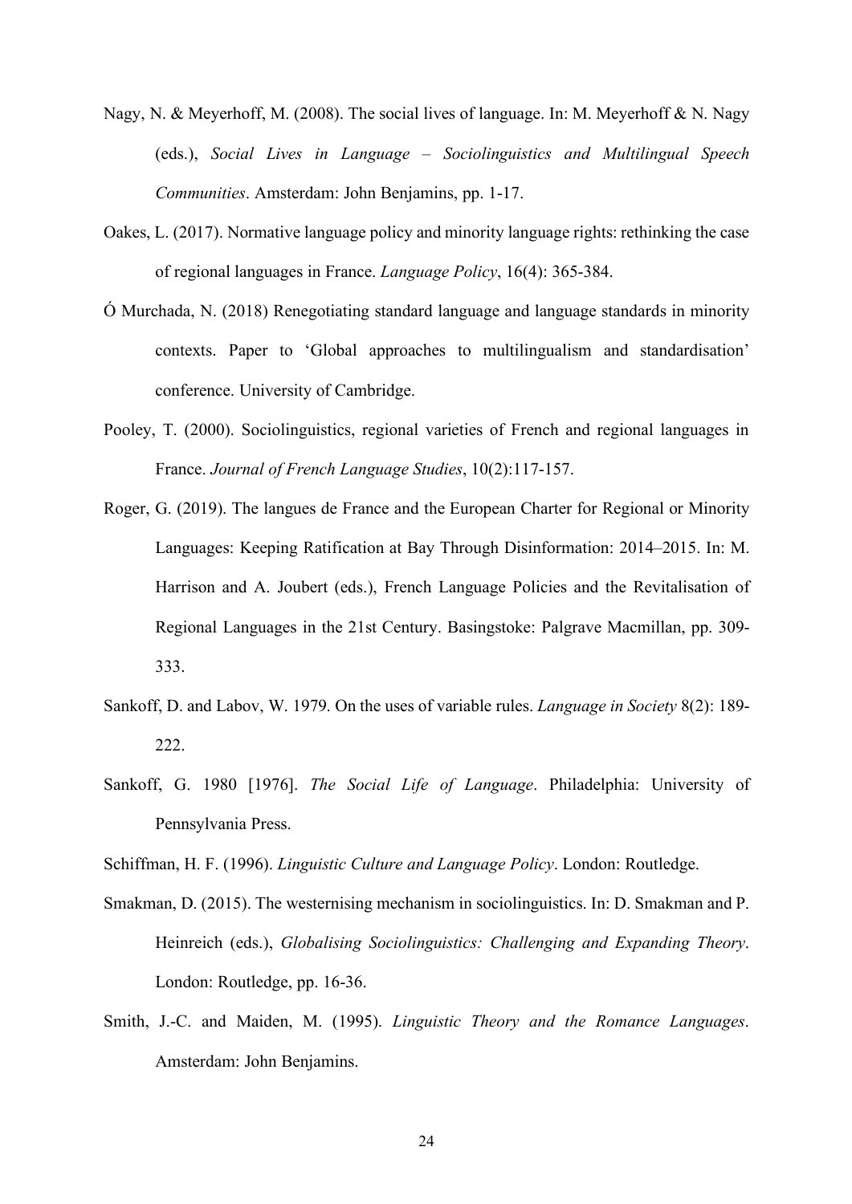Nagy, N. & Meyerhoff, M. (2008). The social lives of language. In: M. Meyerhoff & N. Nagy (eds.), *Social Lives in Language – Sociolinguistics and Multilingual Speech Communities*. Amsterdam: John Benjamins, pp. 1-17.

Oakes, L. (2017). Normative language policy and minority language rights: rethinking the case of regional languages in France. *Language Policy*, 16(4): 365-384.

Ó Murchada, N. (2018) Renegotiating standard language and language standards in minority contexts. Paper to 'Global approaches to multilingualism and standardisation' conference. University of Cambridge.

Pooley, T. (2000). Sociolinguistics, regional varieties of French and regional languages in France. *Journal of French Language Studies*, 10(2):117-157.

Roger, G. (2019). The langues de France and the European Charter for Regional or Minority Languages: Keeping Ratification at Bay Through Disinformation: 2014–2015. In: M. Harrison and A. Joubert (eds.), French Language Policies and the Revitalisation of Regional Languages in the 21st Century. Basingstoke: Palgrave Macmillan, pp. 309-333.

Sankoff, D. and Labov, W. 1979. On the uses of variable rules. *Language in Society* 8(2): 189-222.

Sankoff, G. 1980 [1976]. *The Social Life of Language*. Philadelphia: University of Pennsylvania Press.

Schiffman, H. F. (1996). *Linguistic Culture and Language Policy*. London: Routledge.

Smakman, D. (2015). The westernising mechanism in sociolinguistics. In: D. Smakman and P. Heinreich (eds.), *Globalising Sociolinguistics: Challenging and Expanding Theory*. London: Routledge, pp. 16-36.

Smith, J.-C. and Maiden, M. (1995). *Linguistic Theory and the Romance Languages*. Amsterdam: John Benjamins.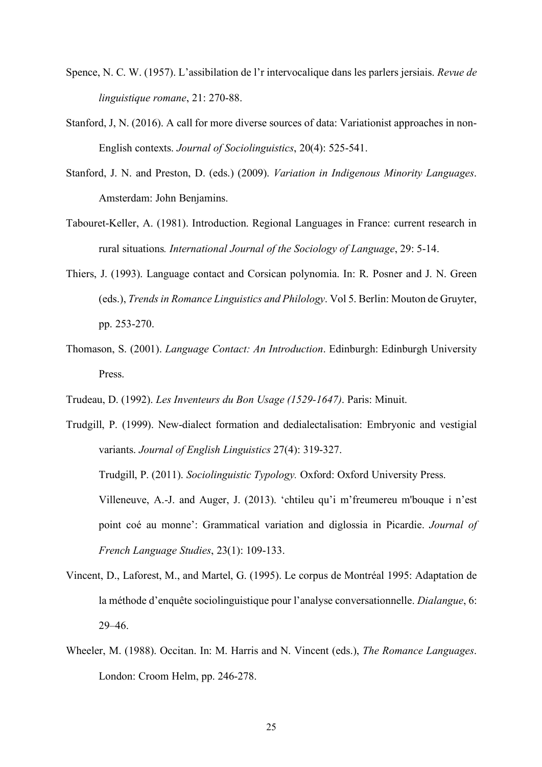Spence, N. C. W. (1957). L'assibilation de l'r intervocalique dans les parlers jersiais. *Revue de linguistique romane*, 21: 270-88.

Stanford, J, N. (2016). A call for more diverse sources of data: Variationist approaches in non-English contexts. *Journal of Sociolinguistics*, 20(4): 525-541.

Stanford, J. N. and Preston, D. (eds.) (2009). *Variation in Indigenous Minority Languages*. Amsterdam: John Benjamins.

Tabouret-Keller, A. (1981). Introduction. Regional Languages in France: current research in rural situations*. International Journal of the Sociology of Language*, 29: 5-14.

Thiers, J. (1993). Language contact and Corsican polynomia. In: R. Posner and J. N. Green (eds.), *Trends in Romance Linguistics and Philology*. Vol 5. Berlin: Mouton de Gruyter, pp. 253-270.

Thomason, S. (2001). *Language Contact: An Introduction*. Edinburgh: Edinburgh University Press.

Trudeau, D. (1992). *Les Inventeurs du Bon Usage (1529-1647)*. Paris: Minuit.

Trudgill, P. (1999). New-dialect formation and dedialectalisation: Embryonic and vestigial variants. *Journal of English Linguistics* 27(4): 319-327.

Trudgill, P. (2011). *Sociolinguistic Typology.* Oxford: Oxford University Press.

Villeneuve, A.-J. and Auger, J. (2013). 'chtileu qu'i m'freumereu m'bouque i n'est point coé au monne': Grammatical variation and diglossia in Picardie. *Journal of French Language Studies*, 23(1): 109-133.

Vincent, D., Laforest, M., and Martel, G. (1995). Le corpus de Montréal 1995: Adaptation de la méthode d'enquête sociolinguistique pour l'analyse conversationnelle. *Dialangue*, 6: 29–46.

Wheeler, M. (1988). Occitan. In: M. Harris and N. Vincent (eds.), *The Romance Languages*. London: Croom Helm, pp. 246-278.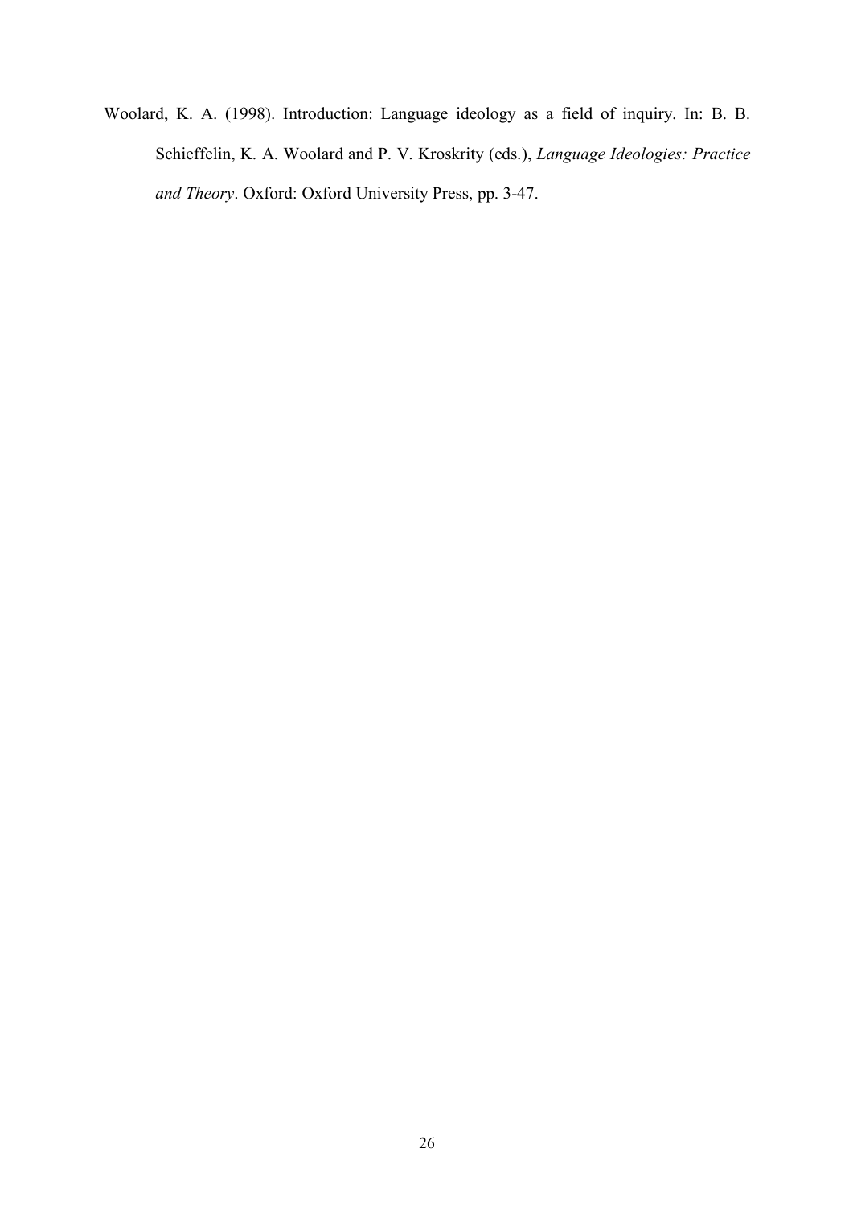Woolard, K. A. (1998). Introduction: Language ideology as a field of inquiry. In: B. B. Schieffelin, K. A. Woolard and P. V. Kroskrity (eds.), *Language Ideologies: Practice and Theory*. Oxford: Oxford University Press, pp. 3-47.